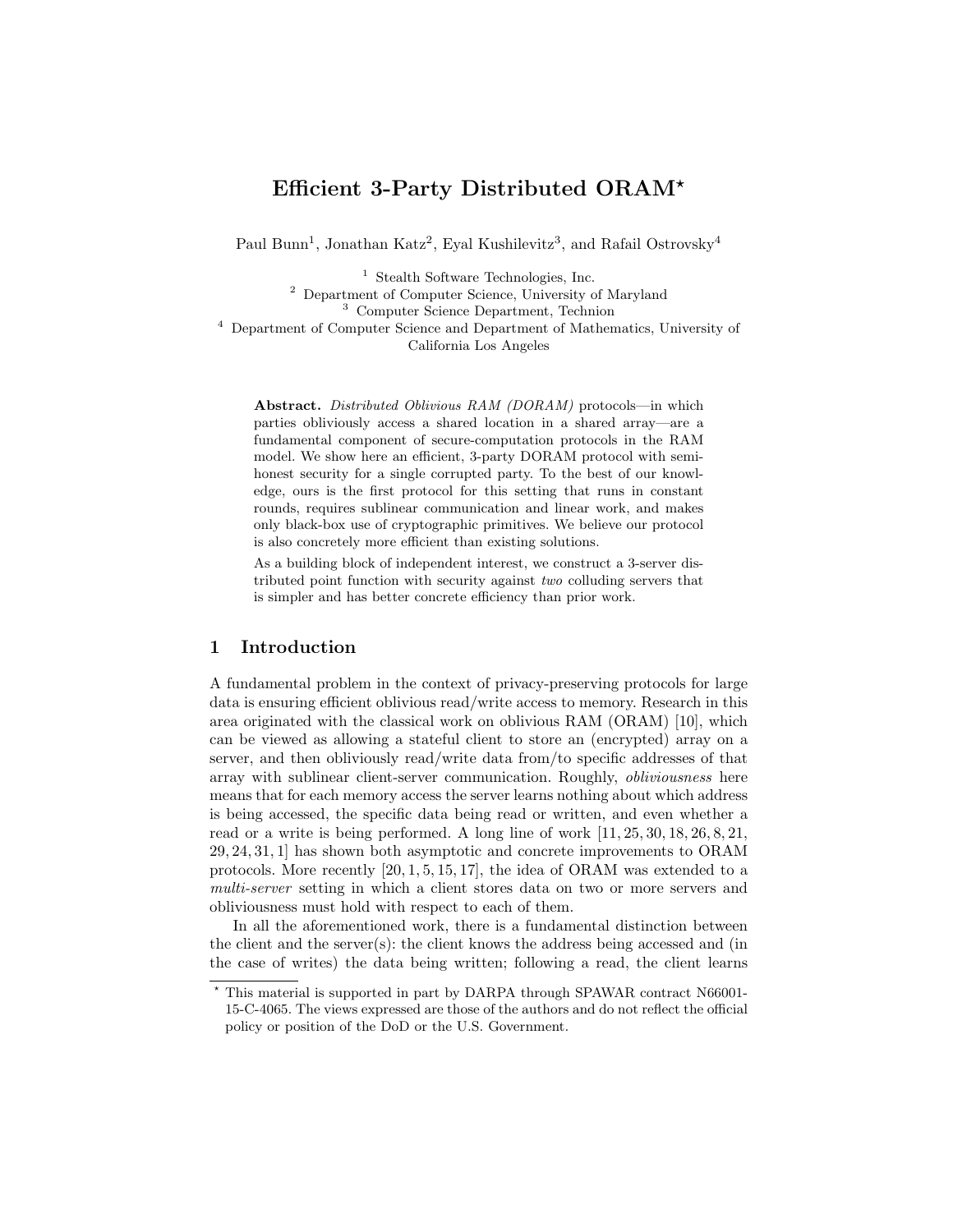# Efficient 3-Party Distributed ORAM*

Paul Bunn[1], Jonathan Katz[2], Eyal Kushilevitz[3], and Rafail Ostrovsky[4]

[1] Stealth Software Technologies, Inc.
[2] Department of Computer Science, University of Maryland
[3] Computer Science Department, Technion
[4] Department of Computer Science and Department of Mathematics, University of California Los Angeles

**Abstract.** *Distributed Oblivious RAM (DORAM)* protocols—in which parties obliviously access a shared location in a shared array—are a fundamental component of secure-computation protocols in the RAM model. We show here an efficient, 3-party DORAM protocol with semi-honest security for a single corrupted party. To the best of our knowledge, ours is the first protocol for this setting that runs in constant rounds, requires sublinear communication and linear work, and makes only black-box use of cryptographic primitives. We believe our protocol is also concretely more efficient than existing solutions.

As a building block of independent interest, we construct a 3-server distributed point function with security against *two* colluding servers that is simpler and has better concrete efficiency than prior work.

## 1 Introduction

A fundamental problem in the context of privacy-preserving protocols for large data is ensuring efficient oblivious read/write access to memory. Research in this area originated with the classical work on oblivious RAM (ORAM) [10], which can be viewed as allowing a stateful client to store an (encrypted) array on a server, and then obliviously read/write data from/to specific addresses of that array with sublinear client-server communication. Roughly, *obliviousness* here means that for each memory access the server learns nothing about which address is being accessed, the specific data being read or written, and even whether a read or a write is being performed. A long line of work [11, 25, 30, 18, 26, 8, 21, 29, 24, 31, 1] has shown both asymptotic and concrete improvements to ORAM protocols. More recently [20, 1, 5, 15, 17], the idea of ORAM was extended to a *multi-server* setting in which a client stores data on two or more servers and obliviousness must hold with respect to each of them.

In all the aforementioned work, there is a fundamental distinction between the client and the server(s): the client knows the address being accessed and (in the case of writes) the data being written; following a read, the client learns

* This material is supported in part by DARPA through SPAWAR contract N66001-15-C-4065. The views expressed are those of the authors and do not reflect the official policy or position of the DoD or the U.S. Government.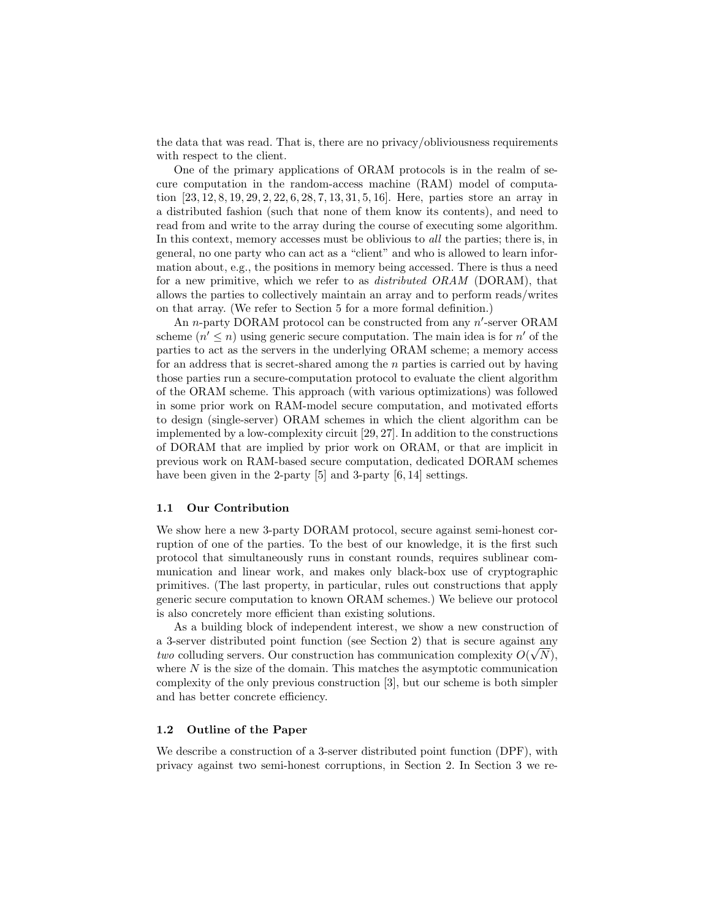the data that was read. That is, there are no privacy/obliviousness requirements with respect to the client.

One of the primary applications of ORAM protocols is in the realm of secure computation in the random-access machine (RAM) model of computation [23, 12, 8, 19, 29, 2, 22, 6, 28, 7, 13, 31, 5, 16]. Here, parties store an array in a distributed fashion (such that none of them know its contents), and need to read from and write to the array during the course of executing some algorithm. In this context, memory accesses must be oblivious to *all* the parties; there is, in general, no one party who can act as a "client" and who is allowed to learn information about, e.g., the positions in memory being accessed. There is thus a need for a new primitive, which we refer to as *distributed ORAM* (DORAM), that allows the parties to collectively maintain an array and to perform reads/writes on that array. (We refer to Section 5 for a more formal definition.)

An $n$-party DORAM protocol can be constructed from any $n'$-server ORAM scheme ($n' \leq n$) using generic secure computation. The main idea is for $n'$ of the parties to act as the servers in the underlying ORAM scheme; a memory access for an address that is secret-shared among the $n$ parties is carried out by having those parties run a secure-computation protocol to evaluate the client algorithm of the ORAM scheme. This approach (with various optimizations) was followed in some prior work on RAM-model secure computation, and motivated efforts to design (single-server) ORAM schemes in which the client algorithm can be implemented by a low-complexity circuit [29, 27]. In addition to the constructions of DORAM that are implied by prior work on ORAM, or that are implicit in previous work on RAM-based secure computation, dedicated DORAM schemes have been given in the 2-party [5] and 3-party [6, 14] settings.

### 1.1 Our Contribution

We show here a new 3-party DORAM protocol, secure against semi-honest corruption of one of the parties. To the best of our knowledge, it is the first such protocol that simultaneously runs in constant rounds, requires sublinear communication and linear work, and makes only black-box use of cryptographic primitives. (The last property, in particular, rules out constructions that apply generic secure computation to known ORAM schemes.) We believe our protocol is also concretely more efficient than existing solutions.

As a building block of independent interest, we show a new construction of a 3-server distributed point function (see Section 2) that is secure against any *two* colluding servers. Our construction has communication complexity $O(\sqrt{N})$, where $N$ is the size of the domain. This matches the asymptotic communication complexity of the only previous construction [3], but our scheme is both simpler and has better concrete efficiency.

### 1.2 Outline of the Paper

We describe a construction of a 3-server distributed point function (DPF), with privacy against two semi-honest corruptions, in Section 2. In Section 3 we re-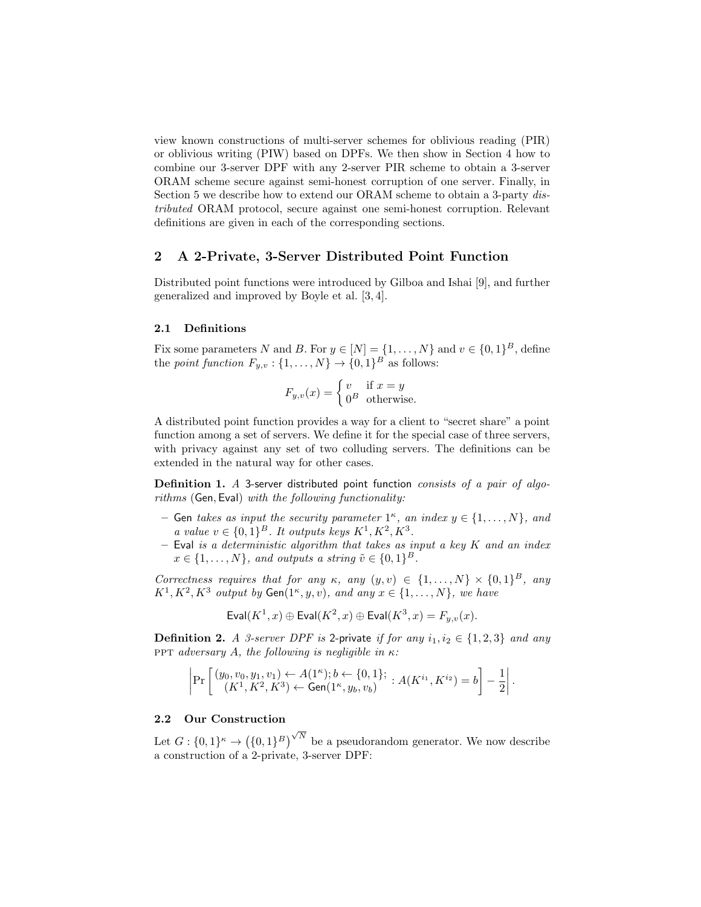view known constructions of multi-server schemes for oblivious reading (PIR) or oblivious writing (PIW) based on DPFs. We then show in Section 4 how to combine our 3-server DPF with any 2-server PIR scheme to obtain a 3-server ORAM scheme secure against semi-honest corruption of one server. Finally, in Section 5 we describe how to extend our ORAM scheme to obtain a 3-party *distributed* ORAM protocol, secure against one semi-honest corruption. Relevant definitions are given in each of the corresponding sections.

## 2 A 2-Private, 3-Server Distributed Point Function

Distributed point functions were introduced by Gilboa and Ishai [9], and further generalized and improved by Boyle et al. [3, 4].

### 2.1 Definitions

Fix some parameters $N$ and $B$. For $y \in [N] = \{1, \ldots, N\}$ and $v \in \{0,1\}^B$, define the *point function* $F_{y,v} : \{1, \ldots, N\} \to \{0,1\}^B$ as follows:

$$F_{y,v}(x) = \begin{cases} v & \text{if } x = y \\ 0^B & \text{otherwise.} \end{cases}$$

A distributed point function provides a way for a client to "secret share" a point function among a set of servers. We define it for the special case of three servers, with privacy against any set of two colluding servers. The definitions can be extended in the natural way for other cases.

**Definition 1.** *A* 3-server distributed point function *consists of a pair of algorithms* (Gen, Eval) *with the following functionality:*

- Gen *takes as input the security parameter* $1^\kappa$*, an index* $y \in \{1, \ldots, N\}$*, and a value* $v \in \{0,1\}^B$*. It outputs keys* $K^1, K^2, K^3$*.*
- Eval *is a deterministic algorithm that takes as input a key* $K$ *and an index* $x \in \{1, \ldots, N\}$*, and outputs a string* $\tilde{v} \in \{0,1\}^B$*.*

*Correctness requires that for any* $\kappa$*, any* $(y, v) \in \{1, \ldots, N\} \times \{0,1\}^B$*, any* $K^1, K^2, K^3$ *output by* $\mathsf{Gen}(1^\kappa, y, v)$*, and any* $x \in \{1, \ldots, N\}$*, we have*

$$\mathsf{Eval}(K^1, x) \oplus \mathsf{Eval}(K^2, x) \oplus \mathsf{Eval}(K^3, x) = F_{y,v}(x).$$

**Definition 2.** *A 3-server DPF is* 2-private *if for any* $i_1, i_2 \in \{1, 2, 3\}$ *and any* PPT *adversary* $A$*, the following is negligible in* $\kappa$*:*

$$\left| \Pr\left[ \begin{array}{c} (y_0, v_0, y_1, v_1) \leftarrow A(1^\kappa); b \leftarrow \{0,1\}; \\ (K^1, K^2, K^3) \leftarrow \mathsf{Gen}(1^\kappa, y_b, v_b) \end{array} : A(K^{i_1}, K^{i_2}) = b \right] - \frac{1}{2} \right|.$$

### 2.2 Our Construction

Let $G : \{0,1\}^\kappa \to \left(\{0,1\}^B\right)^{\sqrt{N}}$ be a pseudorandom generator. We now describe a construction of a 2-private, 3-server DPF: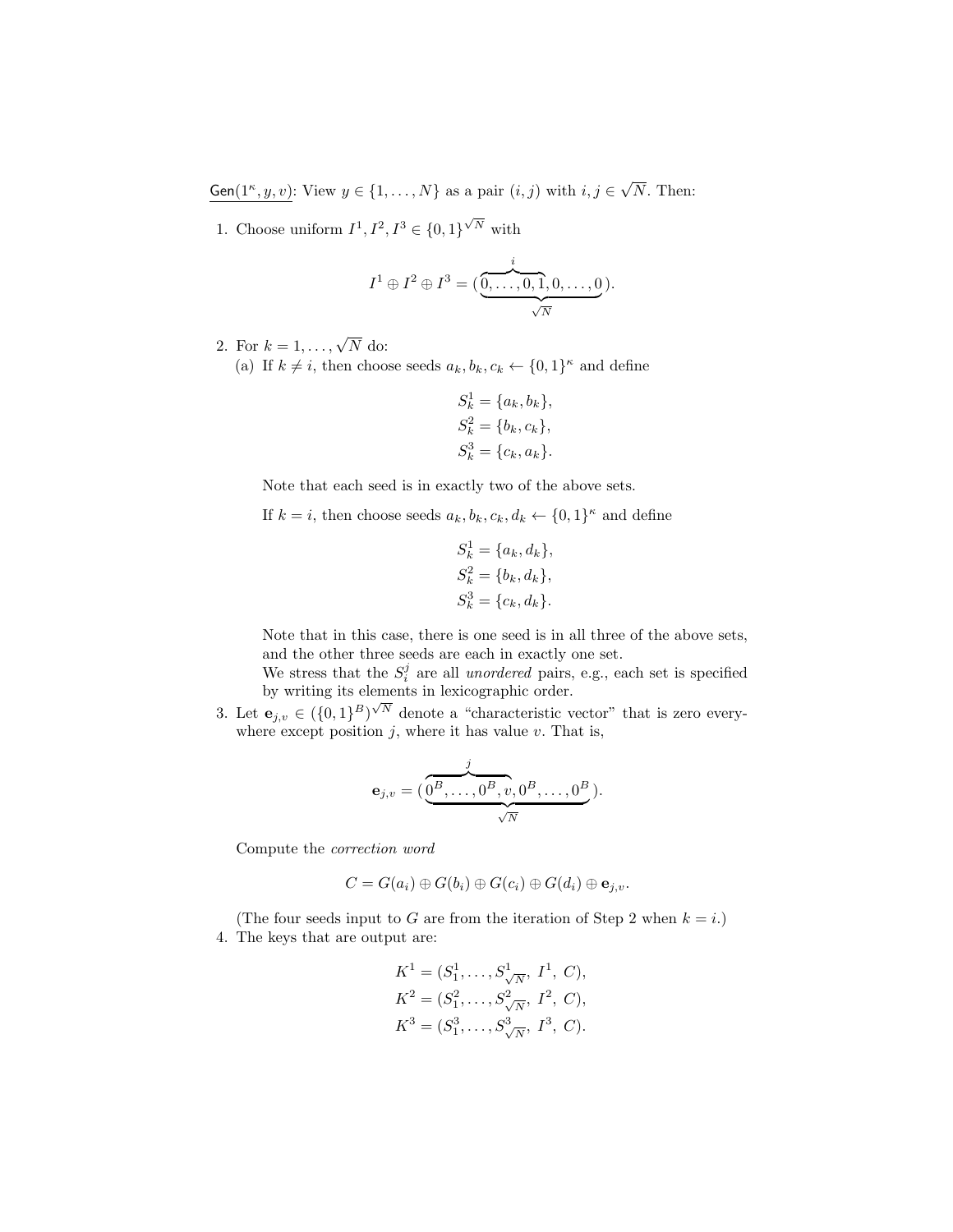<u>$\mathsf{Gen}(1^\kappa, y, v)$</u>: View $y \in \{1, \ldots, N\}$ as a pair $(i, j)$ with $i, j \in \sqrt{N}$. Then:

1. Choose uniform $I^1, I^2, I^3 \in \{0,1\}^{\sqrt{N}}$ with

$$I^1 \oplus I^2 \oplus I^3 = (\underbrace{\overbrace{0, \ldots, 0, 1}^{i}, 0, \ldots, 0}_{\sqrt{N}}).$$

2. For $k = 1, \ldots, \sqrt{N}$ do:
   (a) If $k \neq i$, then choose seeds $a_k, b_k, c_k \leftarrow \{0,1\}^\kappa$ and define

   $$S_k^1 = \{a_k, b_k\},$$
   $$S_k^2 = \{b_k, c_k\},$$
   $$S_k^3 = \{c_k, a_k\}.$$

   Note that each seed is in exactly two of the above sets.

   If $k = i$, then choose seeds $a_k, b_k, c_k, d_k \leftarrow \{0,1\}^\kappa$ and define

   $$S_k^1 = \{a_k, d_k\},$$
   $$S_k^2 = \{b_k, d_k\},$$
   $$S_k^3 = \{c_k, d_k\}.$$

   Note that in this case, there is one seed is in all three of the above sets, and the other three seeds are each in exactly one set.

   We stress that the $S_i^j$ are all *unordered* pairs, e.g., each set is specified by writing its elements in lexicographic order.

3. Let $\mathbf{e}_{j,v} \in (\{0,1\}^B)^{\sqrt{N}}$ denote a "characteristic vector" that is zero everywhere except position $j$, where it has value $v$. That is,

$$\mathbf{e}_{j,v} = (\underbrace{\overbrace{0^B, \ldots, 0^B, v}^{j}, 0^B, \ldots, 0^B}_{\sqrt{N}}).$$

   Compute the *correction word*

$$C = G(a_i) \oplus G(b_i) \oplus G(c_i) \oplus G(d_i) \oplus \mathbf{e}_{j,v}.$$

   (The four seeds input to $G$ are from the iteration of Step 2 when $k = i$.)

4. The keys that are output are:

$$K^1 = (S_1^1, \ldots, S_{\sqrt{N}}^1,\ I^1,\ C),$$
$$K^2 = (S_1^2, \ldots, S_{\sqrt{N}}^2,\ I^2,\ C),$$
$$K^3 = (S_1^3, \ldots, S_{\sqrt{N}}^3,\ I^3,\ C).$$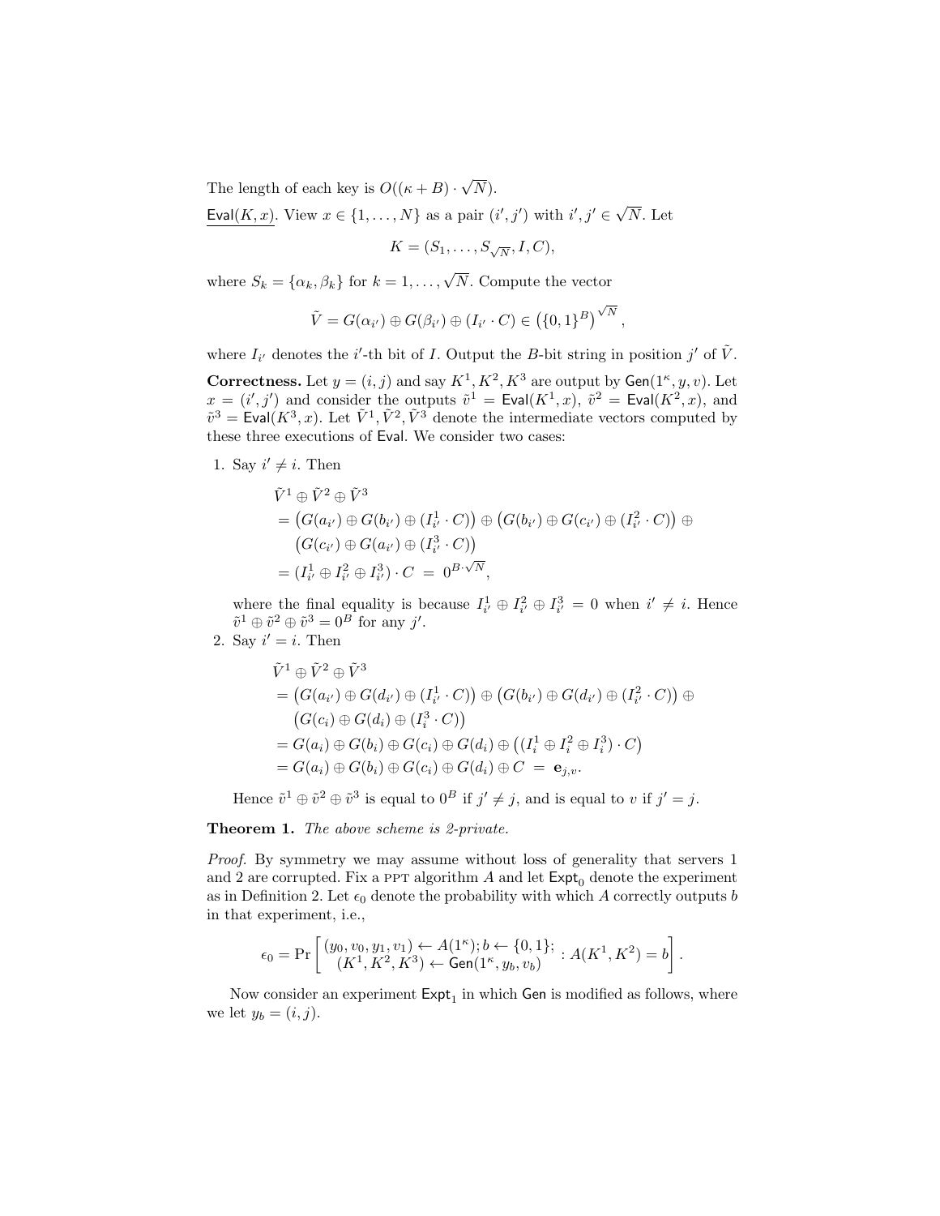The length of each key is $O((\kappa + B) \cdot \sqrt{N})$.

<u>$\mathsf{Eval}(K, x)$</u>. View $x \in \{1, \ldots, N\}$ as a pair $(i', j')$ with $i', j' \in \sqrt{N}$. Let

$$K = (S_1, \ldots, S_{\sqrt{N}}, I, C),$$

where $S_k = \{\alpha_k, \beta_k\}$ for $k = 1, \ldots, \sqrt{N}$. Compute the vector

$$\tilde{V} = G(\alpha_{i'}) \oplus G(\beta_{i'}) \oplus (I_{i'} \cdot C) \in \left(\{0,1\}^B\right)^{\sqrt{N}},$$

where $I_{i'}$ denotes the $i'$-th bit of $I$. Output the $B$-bit string in position $j'$ of $\tilde{V}$.

**Correctness.** Let $y = (i, j)$ and say $K^1, K^2, K^3$ are output by $\mathsf{Gen}(1^\kappa, y, v)$. Let $x = (i', j')$ and consider the outputs $\tilde{v}^1 = \mathsf{Eval}(K^1, x)$, $\tilde{v}^2 = \mathsf{Eval}(K^2, x)$, and $\tilde{v}^3 = \mathsf{Eval}(K^3, x)$. Let $\tilde{V}^1, \tilde{V}^2, \tilde{V}^3$ denote the intermediate vectors computed by these three executions of $\mathsf{Eval}$. We consider two cases:

1. Say $i' \neq i$. Then

$$\begin{aligned}
&\tilde{V}^1 \oplus \tilde{V}^2 \oplus \tilde{V}^3 \\
&= \big(G(a_{i'}) \oplus G(b_{i'}) \oplus (I^1_{i'} \cdot C)\big) \oplus \big(G(b_{i'}) \oplus G(c_{i'}) \oplus (I^2_{i'} \cdot C)\big) \oplus \\
&\quad \big(G(c_{i'}) \oplus G(a_{i'}) \oplus (I^3_{i'} \cdot C)\big) \\
&= (I^1_{i'} \oplus I^2_{i'} \oplus I^3_{i'}) \cdot C \;=\; 0^{B \cdot \sqrt{N}},
\end{aligned}$$

   where the final equality is because $I^1_{i'} \oplus I^2_{i'} \oplus I^3_{i'} = 0$ when $i' \neq i$. Hence $\tilde{v}^1 \oplus \tilde{v}^2 \oplus \tilde{v}^3 = 0^B$ for any $j'$.

2. Say $i' = i$. Then

$$\begin{aligned}
&\tilde{V}^1 \oplus \tilde{V}^2 \oplus \tilde{V}^3 \\
&= \big(G(a_{i'}) \oplus G(d_{i'}) \oplus (I^1_{i'} \cdot C)\big) \oplus \big(G(b_{i'}) \oplus G(d_{i'}) \oplus (I^2_{i'} \cdot C)\big) \oplus \\
&\quad \big(G(c_i) \oplus G(d_i) \oplus (I^3_i \cdot C)\big) \\
&= G(a_i) \oplus G(b_i) \oplus G(c_i) \oplus G(d_i) \oplus \big((I^1_i \oplus I^2_i \oplus I^3_i) \cdot C\big) \\
&= G(a_i) \oplus G(b_i) \oplus G(c_i) \oplus G(d_i) \oplus C \;=\; \mathbf{e}_{j,v}.
\end{aligned}$$

   Hence $\tilde{v}^1 \oplus \tilde{v}^2 \oplus \tilde{v}^3$ is equal to $0^B$ if $j' \neq j$, and is equal to $v$ if $j' = j$.

**Theorem 1.** *The above scheme is 2-private.*

*Proof.* By symmetry we may assume without loss of generality that servers 1 and 2 are corrupted. Fix a PPT algorithm $A$ and let $\mathsf{Expt}_0$ denote the experiment as in Definition 2. Let $\epsilon_0$ denote the probability with which $A$ correctly outputs $b$ in that experiment, i.e.,

$$\epsilon_0 = \Pr\left[\begin{array}{c}(y_0, v_0, y_1, v_1) \leftarrow A(1^\kappa); b \leftarrow \{0,1\}; \\ (K^1, K^2, K^3) \leftarrow \mathsf{Gen}(1^\kappa, y_b, v_b)\end{array} : A(K^1, K^2) = b\right].$$

Now consider an experiment $\mathsf{Expt}_1$ in which $\mathsf{Gen}$ is modified as follows, where we let $y_b = (i, j)$.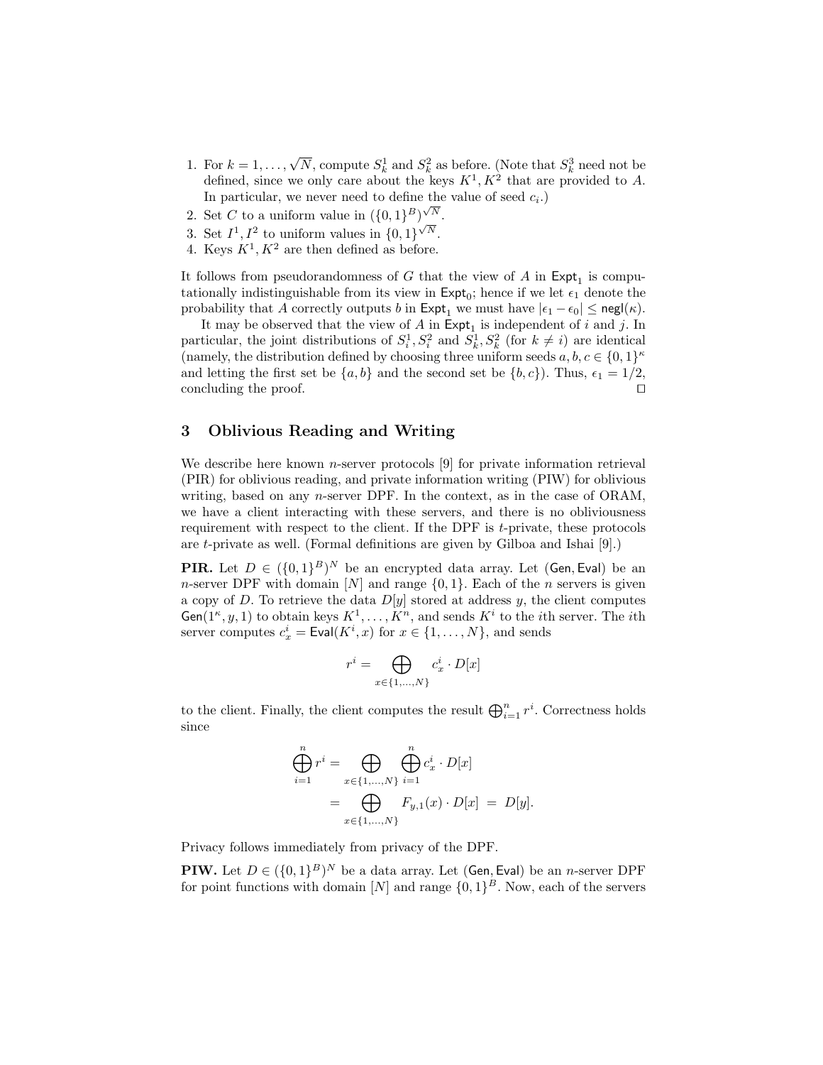1. For $k = 1, \ldots, \sqrt{N}$, compute $S_k^1$ and $S_k^2$ as before. (Note that $S_k^3$ need not be defined, since we only care about the keys $K^1, K^2$ that are provided to $A$. In particular, we never need to define the value of seed $c_i$.)
2. Set $C$ to a uniform value in $(\{0,1\}^B)^{\sqrt{N}}$.
3. Set $I^1, I^2$ to uniform values in $\{0,1\}^{\sqrt{N}}$.
4. Keys $K^1, K^2$ are then defined as before.

It follows from pseudorandomness of $G$ that the view of $A$ in $\mathsf{Expt}_1$ is computationally indistinguishable from its view in $\mathsf{Expt}_0$; hence if we let $\epsilon_1$ denote the probability that $A$ correctly outputs $b$ in $\mathsf{Expt}_1$ we must have $|\epsilon_1 - \epsilon_0| \leq \mathsf{negl}(\kappa)$.

It may be observed that the view of $A$ in $\mathsf{Expt}_1$ is independent of $i$ and $j$. In particular, the joint distributions of $S_i^1, S_i^2$ and $S_k^1, S_k^2$ (for $k \neq i$) are identical (namely, the distribution defined by choosing three uniform seeds $a, b, c \in \{0,1\}^\kappa$ and letting the first set be $\{a, b\}$ and the second set be $\{b, c\}$). Thus, $\epsilon_1 = 1/2$, concluding the proof. □

## 3 Oblivious Reading and Writing

We describe here known $n$-server protocols [9] for private information retrieval (PIR) for oblivious reading, and private information writing (PIW) for oblivious writing, based on any $n$-server DPF. In the context, as in the case of ORAM, we have a client interacting with these servers, and there is no obliviousness requirement with respect to the client. If the DPF is $t$-private, these protocols are $t$-private as well. (Formal definitions are given by Gilboa and Ishai [9].)

**PIR.** Let $D \in (\{0,1\}^B)^N$ be an encrypted data array. Let $(\mathsf{Gen}, \mathsf{Eval})$ be an $n$-server DPF with domain $[N]$ and range $\{0,1\}$. Each of the $n$ servers is given a copy of $D$. To retrieve the data $D[y]$ stored at address $y$, the client computes $\mathsf{Gen}(1^\kappa, y, 1)$ to obtain keys $K^1, \ldots, K^n$, and sends $K^i$ to the $i$th server. The $i$th server computes $c_x^i = \mathsf{Eval}(K^i, x)$ for $x \in \{1, \ldots, N\}$, and sends

$$r^i = \bigoplus_{x \in \{1,\ldots,N\}} c_x^i \cdot D[x]$$

to the client. Finally, the client computes the result $\bigoplus_{i=1}^n r^i$. Correctness holds since

$$\begin{aligned}
\bigoplus_{i=1}^n r^i &= \bigoplus_{x \in \{1,\ldots,N\}} \bigoplus_{i=1}^n c_x^i \cdot D[x] \\
&= \bigoplus_{x \in \{1,\ldots,N\}} F_{y,1}(x) \cdot D[x] \;=\; D[y].
\end{aligned}$$

Privacy follows immediately from privacy of the DPF.

**PIW.** Let $D \in (\{0,1\}^B)^N$ be a data array. Let $(\mathsf{Gen}, \mathsf{Eval})$ be an $n$-server DPF for point functions with domain $[N]$ and range $\{0,1\}^B$. Now, each of the servers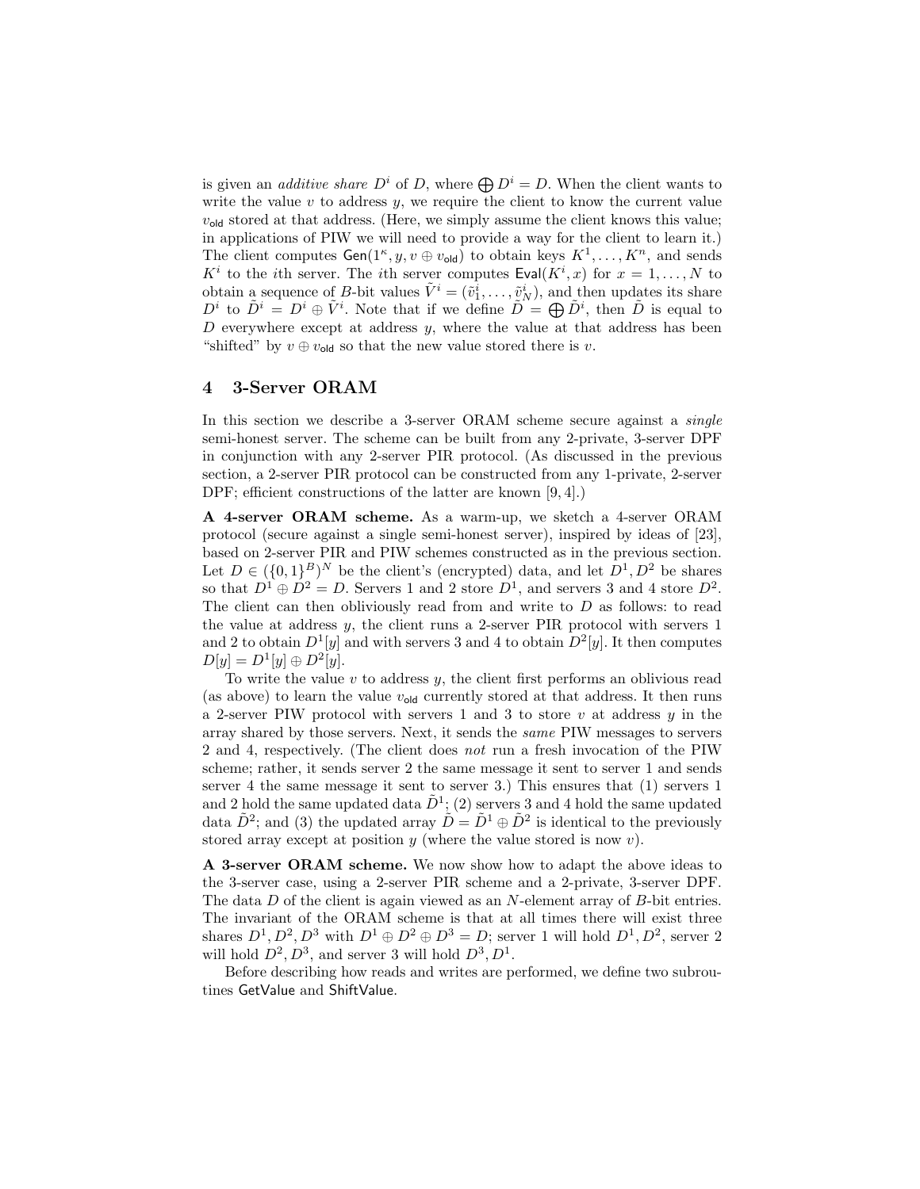is given an *additive share* $D^i$ of $D$, where $\bigoplus D^i = D$. When the client wants to write the value $v$ to address $y$, we require the client to know the current value $v_{\mathsf{old}}$ stored at that address. (Here, we simply assume the client knows this value; in applications of PIW we will need to provide a way for the client to learn it.) The client computes $\mathsf{Gen}(1^\kappa, y, v \oplus v_{\mathsf{old}})$ to obtain keys $K^1, \ldots, K^n$, and sends $K^i$ to the $i$th server. The $i$th server computes $\mathsf{Eval}(K^i, x)$ for $x = 1, \ldots, N$ to obtain a sequence of $B$-bit values $\tilde{V}^i = (\tilde{v}_1^i, \ldots, \tilde{v}_N^i)$, and then updates its share $D^i$ to $\tilde{D}^i = D^i \oplus \tilde{V}^i$. Note that if we define $\tilde{D} = \bigoplus \tilde{D}^i$, then $\tilde{D}$ is equal to $D$ everywhere except at address $y$, where the value at that address has been "shifted" by $v \oplus v_{\mathsf{old}}$ so that the new value stored there is $v$.

## 4 3-Server ORAM

In this section we describe a 3-server ORAM scheme secure against a *single* semi-honest server. The scheme can be built from any 2-private, 3-server DPF in conjunction with any 2-server PIR protocol. (As discussed in the previous section, a 2-server PIR protocol can be constructed from any 1-private, 2-server DPF; efficient constructions of the latter are known [9, 4].)

**A 4-server ORAM scheme.** As a warm-up, we sketch a 4-server ORAM protocol (secure against a single semi-honest server), inspired by ideas of [23], based on 2-server PIR and PIW schemes constructed as in the previous section. Let $D \in (\{0,1\}^B)^N$ be the client's (encrypted) data, and let $D^1, D^2$ be shares so that $D^1 \oplus D^2 = D$. Servers 1 and 2 store $D^1$, and servers 3 and 4 store $D^2$. The client can then obliviously read from and write to $D$ as follows: to read the value at address $y$, the client runs a 2-server PIR protocol with servers 1 and 2 to obtain $D^1[y]$ and with servers 3 and 4 to obtain $D^2[y]$. It then computes $D[y] = D^1[y] \oplus D^2[y]$.

To write the value $v$ to address $y$, the client first performs an oblivious read (as above) to learn the value $v_{\mathsf{old}}$ currently stored at that address. It then runs a 2-server PIW protocol with servers 1 and 3 to store $v$ at address $y$ in the array shared by those servers. Next, it sends the *same* PIW messages to servers 2 and 4, respectively. (The client does *not* run a fresh invocation of the PIW scheme; rather, it sends server 2 the same message it sent to server 1 and sends server 4 the same message it sent to server 3.) This ensures that (1) servers 1 and 2 hold the same updated data $\tilde{D}^1$; (2) servers 3 and 4 hold the same updated data $\tilde{D}^2$; and (3) the updated array $\tilde{D} = \tilde{D}^1 \oplus \tilde{D}^2$ is identical to the previously stored array except at position $y$ (where the value stored is now $v$).

**A 3-server ORAM scheme.** We now show how to adapt the above ideas to the 3-server case, using a 2-server PIR scheme and a 2-private, 3-server DPF. The data $D$ of the client is again viewed as an $N$-element array of $B$-bit entries. The invariant of the ORAM scheme is that at all times there will exist three shares $D^1, D^2, D^3$ with $D^1 \oplus D^2 \oplus D^3 = D$; server 1 will hold $D^1, D^2$, server 2 will hold $D^2, D^3$, and server 3 will hold $D^3, D^1$.

Before describing how reads and writes are performed, we define two subroutines $\mathsf{GetValue}$ and $\mathsf{ShiftValue}$.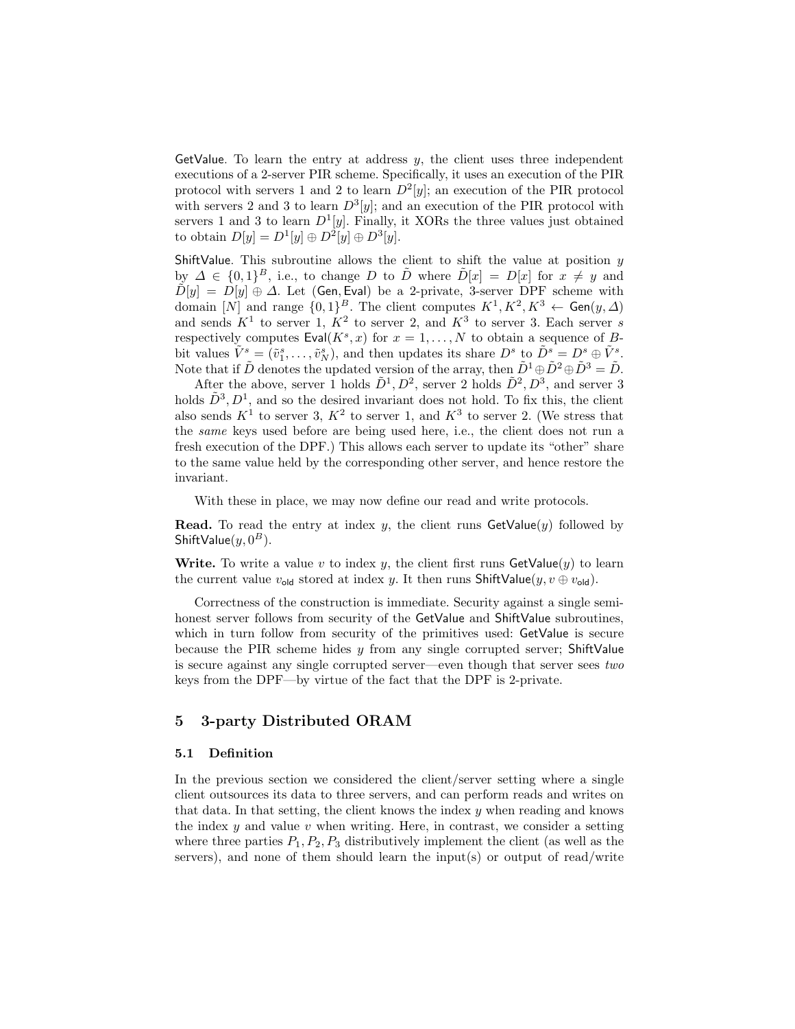GetValue. To learn the entry at address $y$, the client uses three independent executions of a 2-server PIR scheme. Specifically, it uses an execution of the PIR protocol with servers 1 and 2 to learn $D^2[y]$; an execution of the PIR protocol with servers 2 and 3 to learn $D^3[y]$; and an execution of the PIR protocol with servers 1 and 3 to learn $D^1[y]$. Finally, it XORs the three values just obtained to obtain $D[y] = D^1[y] \oplus D^2[y] \oplus D^3[y]$.

ShiftValue. This subroutine allows the client to shift the value at position $y$ by $\Delta \in \{0,1\}^B$, i.e., to change $D$ to $\tilde{D}$ where $\tilde{D}[x] = D[x]$ for $x \neq y$ and $\tilde{D}[y] = D[y] \oplus \Delta$. Let (Gen, Eval) be a 2-private, 3-server DPF scheme with domain $[N]$ and range $\{0,1\}^B$. The client computes $K^1, K^2, K^3 \leftarrow \mathsf{Gen}(y, \Delta)$ and sends $K^1$ to server 1, $K^2$ to server 2, and $K^3$ to server 3. Each server $s$ respectively computes $\mathsf{Eval}(K^s, x)$ for $x = 1, \ldots, N$ to obtain a sequence of $B$-bit values $\tilde{V}^s = (\tilde{v}^s_1, \ldots, \tilde{v}^s_N)$, and then updates its share $D^s$ to $\tilde{D}^s = D^s \oplus \tilde{V}^s$. Note that if $\tilde{D}$ denotes the updated version of the array, then $\tilde{D}^1 \oplus \tilde{D}^2 \oplus \tilde{D}^3 = \tilde{D}$.

After the above, server 1 holds $\tilde{D}^1, D^2$, server 2 holds $\tilde{D}^2, D^3$, and server 3 holds $\tilde{D}^3, D^1$, and so the desired invariant does not hold. To fix this, the client also sends $K^1$ to server 3, $K^2$ to server 1, and $K^3$ to server 2. (We stress that the *same* keys used before are being used here, i.e., the client does not run a fresh execution of the DPF.) This allows each server to update its "other" share to the same value held by the corresponding other server, and hence restore the invariant.

With these in place, we may now define our read and write protocols.

**Read.** To read the entry at index $y$, the client runs GetValue($y$) followed by ShiftValue($y, 0^B$).

**Write.** To write a value $v$ to index $y$, the client first runs GetValue($y$) to learn the current value $v_{\mathsf{old}}$ stored at index $y$. It then runs ShiftValue($y, v \oplus v_{\mathsf{old}}$).

Correctness of the construction is immediate. Security against a single semi-honest server follows from security of the GetValue and ShiftValue subroutines, which in turn follow from security of the primitives used: GetValue is secure because the PIR scheme hides $y$ from any single corrupted server; ShiftValue is secure against any single corrupted server—even though that server sees *two* keys from the DPF—by virtue of the fact that the DPF is 2-private.

## 5 3-party Distributed ORAM

### 5.1 Definition

In the previous section we considered the client/server setting where a single client outsources its data to three servers, and can perform reads and writes on that data. In that setting, the client knows the index $y$ when reading and knows the index $y$ and value $v$ when writing. Here, in contrast, we consider a setting where three parties $P_1, P_2, P_3$ distributively implement the client (as well as the servers), and none of them should learn the input(s) or output of read/write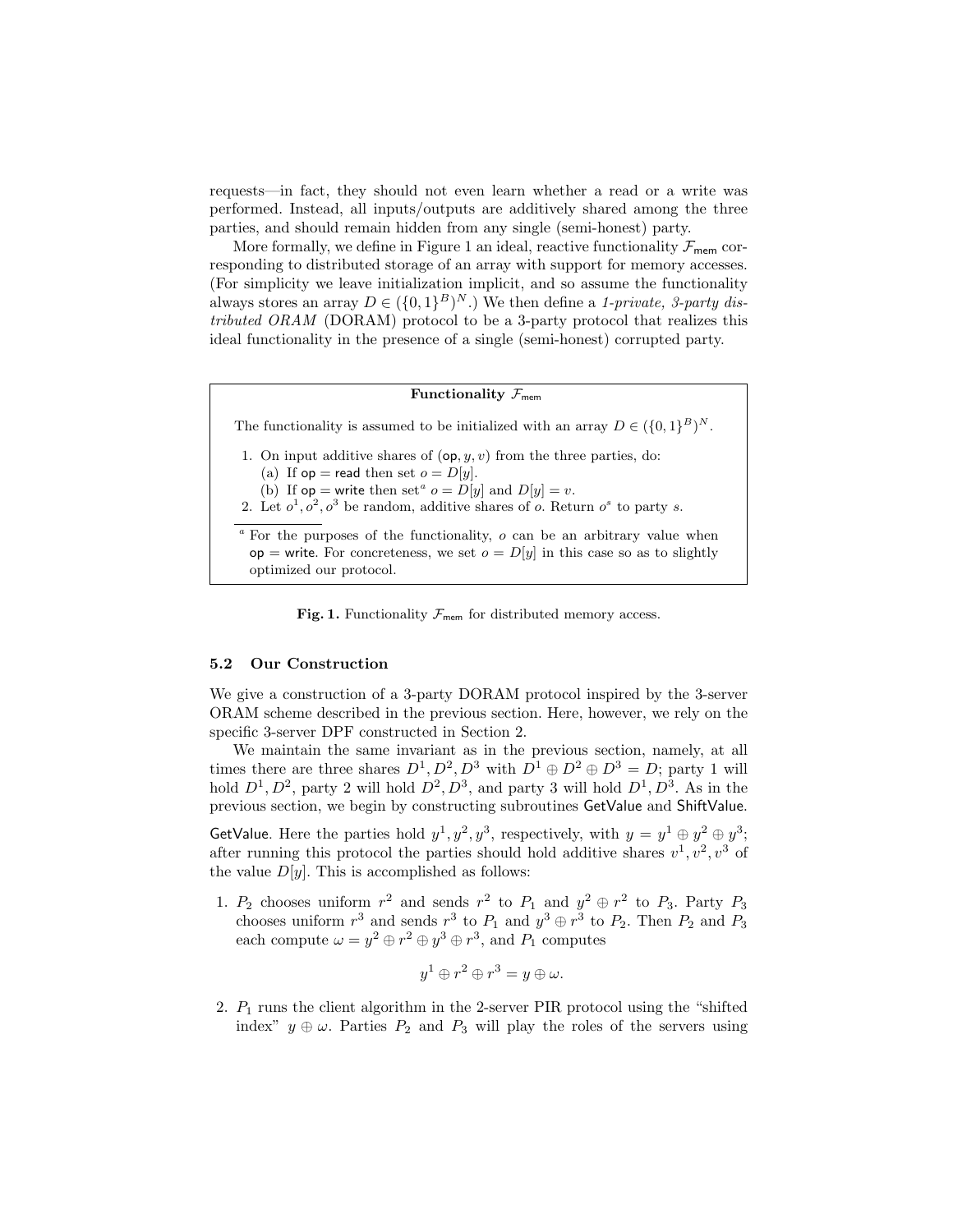requests—in fact, they should not even learn whether a read or a write was performed. Instead, all inputs/outputs are additively shared among the three parties, and should remain hidden from any single (semi-honest) party.

More formally, we define in Figure 1 an ideal, reactive functionality $\mathcal{F}_{\mathsf{mem}}$ corresponding to distributed storage of an array with support for memory accesses. (For simplicity we leave initialization implicit, and so assume the functionality always stores an array $D \in (\{0,1\}^B)^N$.) We then define a *1-private, 3-party distributed ORAM* (DORAM) protocol to be a 3-party protocol that realizes this ideal functionality in the presence of a single (semi-honest) corrupted party.

---

**Functionality $\mathcal{F}_{\mathsf{mem}}$**

The functionality is assumed to be initialized with an array $D \in (\{0,1\}^B)^N$.

1. On input additive shares of $(\mathsf{op}, y, v)$ from the three parties, do:
   (a) If $\mathsf{op} = \mathsf{read}$ then set $o = D[y]$.
   (b) If $\mathsf{op} = \mathsf{write}$ then set[a] $o = D[y]$ and $D[y] = v$.
2. Let $o^1, o^2, o^3$ be random, additive shares of $o$. Return $o^s$ to party $s$.

[a] For the purposes of the functionality, $o$ can be an arbitrary value when $\mathsf{op} = \mathsf{write}$. For concreteness, we set $o = D[y]$ in this case so as to slightly optimized our protocol.

---

**Fig. 1.** Functionality $\mathcal{F}_{\mathsf{mem}}$ for distributed memory access.

### 5.2 Our Construction

We give a construction of a 3-party DORAM protocol inspired by the 3-server ORAM scheme described in the previous section. Here, however, we rely on the specific 3-server DPF constructed in Section 2.

We maintain the same invariant as in the previous section, namely, at all times there are three shares $D^1, D^2, D^3$ with $D^1 \oplus D^2 \oplus D^3 = D$; party 1 will hold $D^1, D^2$, party 2 will hold $D^2, D^3$, and party 3 will hold $D^1, D^3$. As in the previous section, we begin by constructing subroutines $\mathsf{GetValue}$ and $\mathsf{ShiftValue}$.

$\mathsf{GetValue}$. Here the parties hold $y^1, y^2, y^3$, respectively, with $y = y^1 \oplus y^2 \oplus y^3$; after running this protocol the parties should hold additive shares $v^1, v^2, v^3$ of the value $D[y]$. This is accomplished as follows:

1. $P_2$ chooses uniform $r^2$ and sends $r^2$ to $P_1$ and $y^2 \oplus r^2$ to $P_3$. Party $P_3$ chooses uniform $r^3$ and sends $r^3$ to $P_1$ and $y^3 \oplus r^3$ to $P_2$. Then $P_2$ and $P_3$ each compute $\omega = y^2 \oplus r^2 \oplus y^3 \oplus r^3$, and $P_1$ computes
$$y^1 \oplus r^2 \oplus r^3 = y \oplus \omega.$$
2. $P_1$ runs the client algorithm in the 2-server PIR protocol using the "shifted index" $y \oplus \omega$. Parties $P_2$ and $P_3$ will play the roles of the servers using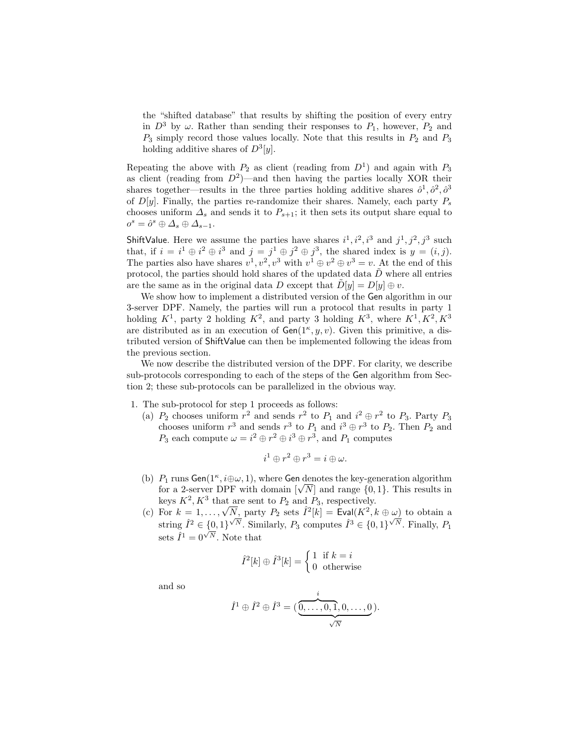the "shifted database" that results by shifting the position of every entry in $D^3$ by $\omega$. Rather than sending their responses to $P_1$, however, $P_2$ and $P_3$ simply record those values locally. Note that this results in $P_2$ and $P_3$ holding additive shares of $D^3[y]$.

Repeating the above with $P_2$ as client (reading from $D^1$) and again with $P_3$ as client (reading from $D^2$)—and then having the parties locally XOR their shares together—results in the three parties holding additive shares $\hat{o}^1, \hat{o}^2, \hat{o}^3$ of $D[y]$. Finally, the parties re-randomize their shares. Namely, each party $P_s$ chooses uniform $\Delta_s$ and sends it to $P_{s+1}$; it then sets its output share equal to $o^s = \hat{o}^s \oplus \Delta_s \oplus \Delta_{s-1}$.

ShiftValue. Here we assume the parties have shares $i^1, i^2, i^3$ and $j^1, j^2, j^3$ such that, if $i = i^1 \oplus i^2 \oplus i^3$ and $j = j^1 \oplus j^2 \oplus j^3$, the shared index is $y = (i, j)$. The parties also have shares $v^1, v^2, v^3$ with $v^1 \oplus v^2 \oplus v^3 = v$. At the end of this protocol, the parties should hold shares of the updated data $\tilde{D}$ where all entries are the same as in the original data $D$ except that $\tilde{D}[y] = D[y] \oplus v$.

We show how to implement a distributed version of the Gen algorithm in our 3-server DPF. Namely, the parties will run a protocol that results in party 1 holding $K^1$, party 2 holding $K^2$, and party 3 holding $K^3$, where $K^1, K^2, K^3$ are distributed as in an execution of $\mathsf{Gen}(1^\kappa, y, v)$. Given this primitive, a distributed version of ShiftValue can then be implemented following the ideas from the previous section.

We now describe the distributed version of the DPF. For clarity, we describe sub-protocols corresponding to each of the steps of the Gen algorithm from Section 2; these sub-protocols can be parallelized in the obvious way.

1. The sub-protocol for step 1 proceeds as follows:
   (a) $P_2$ chooses uniform $r^2$ and sends $r^2$ to $P_1$ and $i^2 \oplus r^2$ to $P_3$. Party $P_3$ chooses uniform $r^3$ and sends $r^3$ to $P_1$ and $i^3 \oplus r^3$ to $P_2$. Then $P_2$ and $P_3$ each compute $\omega = i^2 \oplus r^2 \oplus i^3 \oplus r^3$, and $P_1$ computes

   $$i^1 \oplus r^2 \oplus r^3 = i \oplus \omega.$$

   (b) $P_1$ runs $\mathsf{Gen}(1^\kappa, i \oplus \omega, 1)$, where Gen denotes the key-generation algorithm for a 2-server DPF with domain $[\sqrt{N}]$ and range $\{0, 1\}$. This results in keys $K^2, K^3$ that are sent to $P_2$ and $P_3$, respectively.
   (c) For $k = 1, \ldots, \sqrt{N}$, party $P_2$ sets $\hat{I}^2[k] = \mathsf{Eval}(K^2, k \oplus \omega)$ to obtain a string $\hat{I}^2 \in \{0, 1\}^{\sqrt{N}}$. Similarly, $P_3$ computes $\hat{I}^3 \in \{0, 1\}^{\sqrt{N}}$. Finally, $P_1$ sets $\hat{I}^1 = 0^{\sqrt{N}}$. Note that

   $$\hat{I}^2[k] \oplus \hat{I}^3[k] = \begin{cases} 1 & \text{if } k = i \\ 0 & \text{otherwise} \end{cases}$$

   and so

   $$\hat{I}^1 \oplus \hat{I}^2 \oplus \hat{I}^3 = (\underbrace{\overbrace{0, \ldots, 0, 1}^{i}, 0, \ldots, 0}_{\sqrt{N}}).$$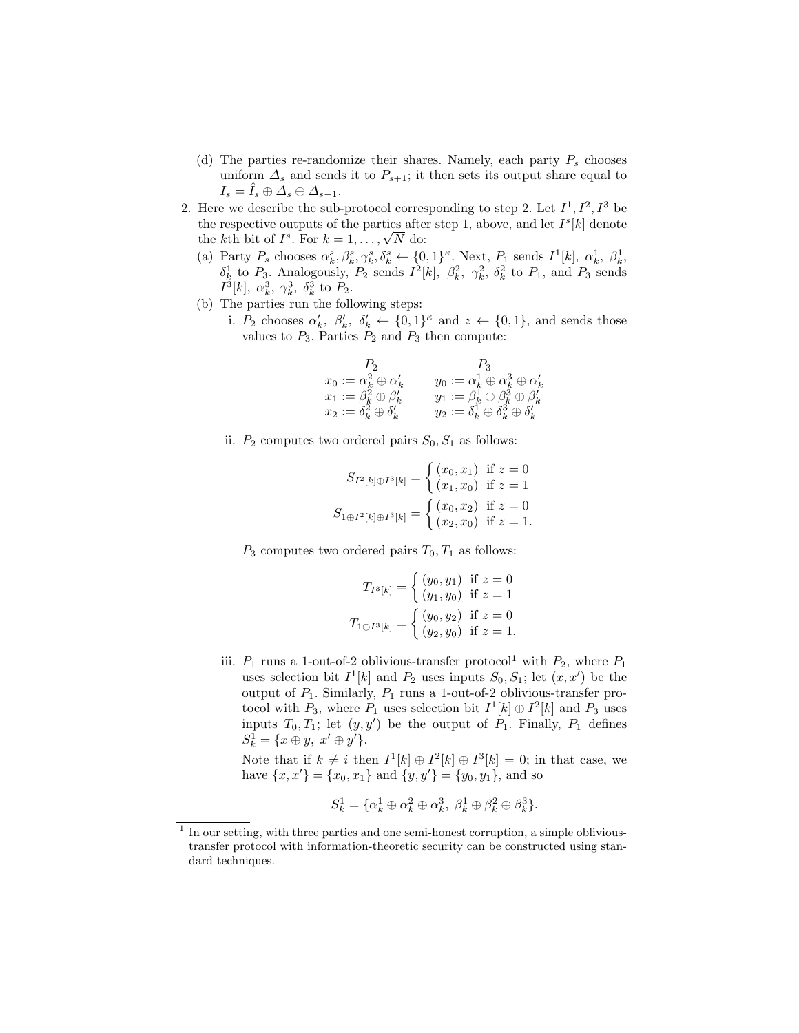(d) The parties re-randomize their shares. Namely, each party $P_s$ chooses uniform $\Delta_s$ and sends it to $P_{s+1}$; it then sets its output share equal to $I_s = \hat{I}_s \oplus \Delta_s \oplus \Delta_{s-1}$.

2. Here we describe the sub-protocol corresponding to step 2. Let $I^1, I^2, I^3$ be the respective outputs of the parties after step 1, above, and let $I^s[k]$ denote the $k$th bit of $I^s$. For $k = 1, \ldots, \sqrt{N}$ do:

   (a) Party $P_s$ chooses $\alpha_k^s, \beta_k^s, \gamma_k^s, \delta_k^s \leftarrow \{0,1\}^\kappa$. Next, $P_1$ sends $I^1[k]$, $\alpha_k^1$, $\beta_k^1$, $\delta_k^1$ to $P_3$. Analogously, $P_2$ sends $I^2[k]$, $\beta_k^2$, $\gamma_k^2$, $\delta_k^2$ to $P_1$, and $P_3$ sends $I^3[k]$, $\alpha_k^3$, $\gamma_k^3$, $\delta_k^3$ to $P_2$.

   (b) The parties run the following steps:

      i. $P_2$ chooses $\alpha_k'$, $\beta_k'$, $\delta_k' \leftarrow \{0,1\}^\kappa$ and $z \leftarrow \{0,1\}$, and sends those values to $P_3$. Parties $P_2$ and $P_3$ then compute:

$$\begin{array}{ll} \underline{P_2} & \underline{P_3} \\ x_0 := \alpha_k^2 \oplus \alpha_k' & y_0 := \alpha_k^1 \oplus \alpha_k^3 \oplus \alpha_k' \\ x_1 := \beta_k^2 \oplus \beta_k' & y_1 := \beta_k^1 \oplus \beta_k^3 \oplus \beta_k' \\ x_2 := \delta_k^2 \oplus \delta_k' & y_2 := \delta_k^1 \oplus \delta_k^3 \oplus \delta_k' \end{array}$$

      ii. $P_2$ computes two ordered pairs $S_0, S_1$ as follows:

$$S_{I^2[k] \oplus I^3[k]} = \begin{cases} (x_0, x_1) & \text{if } z = 0 \\ (x_1, x_0) & \text{if } z = 1 \end{cases}$$

$$S_{1 \oplus I^2[k] \oplus I^3[k]} = \begin{cases} (x_0, x_2) & \text{if } z = 0 \\ (x_2, x_0) & \text{if } z = 1. \end{cases}$$

      $P_3$ computes two ordered pairs $T_0, T_1$ as follows:

$$T_{I^3[k]} = \begin{cases} (y_0, y_1) & \text{if } z = 0 \\ (y_1, y_0) & \text{if } z = 1 \end{cases}$$

$$T_{1 \oplus I^3[k]} = \begin{cases} (y_0, y_2) & \text{if } z = 0 \\ (y_2, y_0) & \text{if } z = 1. \end{cases}$$

      iii. $P_1$ runs a 1-out-of-2 oblivious-transfer protocol[1] with $P_2$, where $P_1$ uses selection bit $I^1[k]$ and $P_2$ uses inputs $S_0, S_1$; let $(x, x')$ be the output of $P_1$. Similarly, $P_1$ runs a 1-out-of-2 oblivious-transfer protocol with $P_3$, where $P_1$ uses selection bit $I^1[k] \oplus I^2[k]$ and $P_3$ uses inputs $T_0, T_1$; let $(y, y')$ be the output of $P_1$. Finally, $P_1$ defines $S_k^1 = \{x \oplus y,\ x' \oplus y'\}$.

      Note that if $k \neq i$ then $I^1[k] \oplus I^2[k] \oplus I^3[k] = 0$; in that case, we have $\{x, x'\} = \{x_0, x_1\}$ and $\{y, y'\} = \{y_0, y_1\}$, and so

$$S_k^1 = \{\alpha_k^1 \oplus \alpha_k^2 \oplus \alpha_k^3,\ \beta_k^1 \oplus \beta_k^2 \oplus \beta_k^3\}.$$

[1] In our setting, with three parties and one semi-honest corruption, a simple oblivious-transfer protocol with information-theoretic security can be constructed using standard techniques.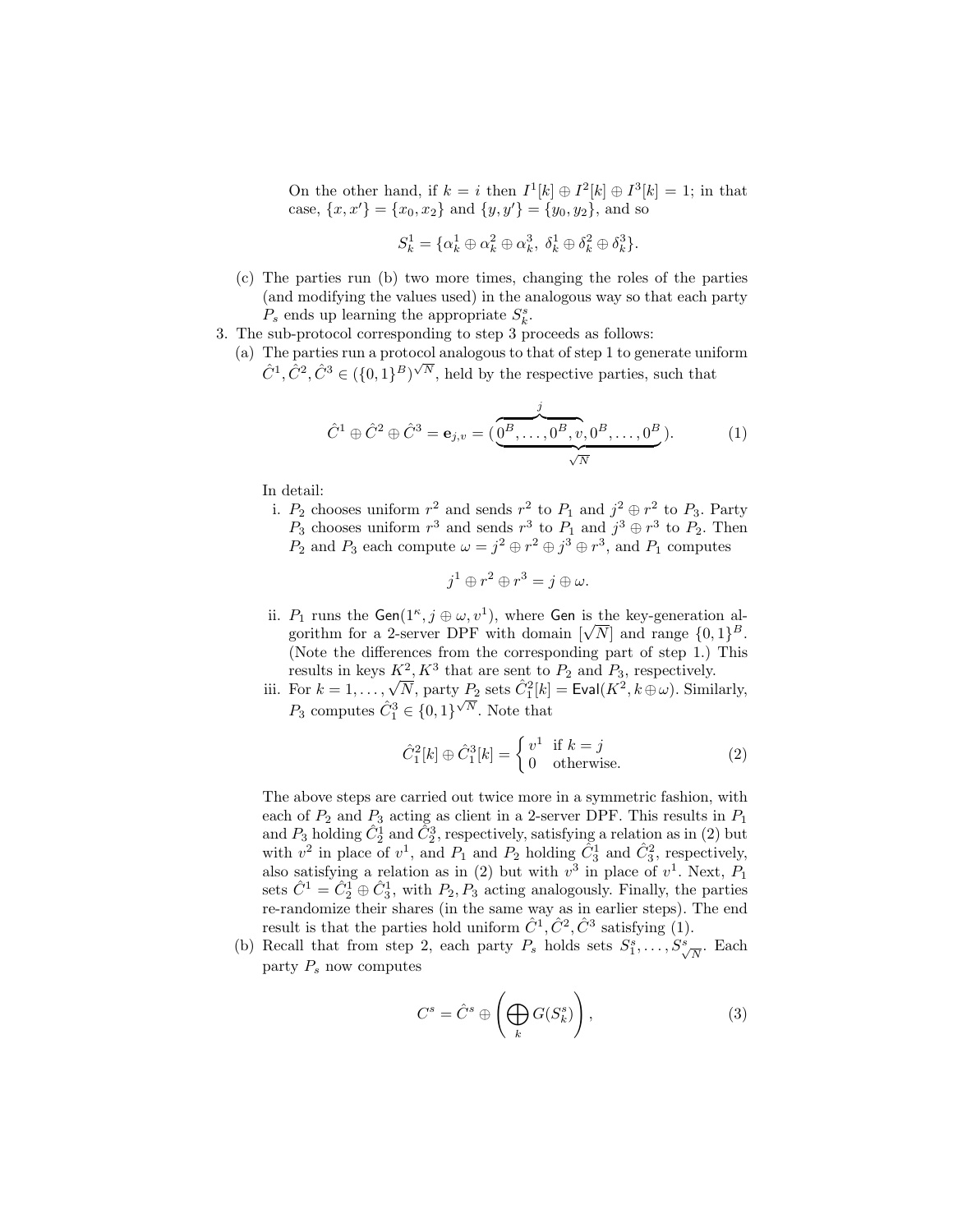On the other hand, if $k = i$ then $I^1[k] \oplus I^2[k] \oplus I^3[k] = 1$; in that case, $\{x, x'\} = \{x_0, x_2\}$ and $\{y, y'\} = \{y_0, y_2\}$, and so

$$S_k^1 = \{\alpha_k^1 \oplus \alpha_k^2 \oplus \alpha_k^3,\ \delta_k^1 \oplus \delta_k^2 \oplus \delta_k^3\}.$$

(c) The parties run (b) two more times, changing the roles of the parties (and modifying the values used) in the analogous way so that each party $P_s$ ends up learning the appropriate $S_k^s$.

3. The sub-protocol corresponding to step 3 proceeds as follows:

(a) The parties run a protocol analogous to that of step 1 to generate uniform $\hat{C}^1, \hat{C}^2, \hat{C}^3 \in (\{0,1\}^B)^{\sqrt{N}}$, held by the respective parties, such that

$$\hat{C}^1 \oplus \hat{C}^2 \oplus \hat{C}^3 = \mathbf{e}_{j,v} = (\underbrace{\overbrace{0^B, \ldots, 0^B, v}^{j}, 0^B, \ldots, 0^B}_{\sqrt{N}}). \tag{1}$$

In detail:

i. $P_2$ chooses uniform $r^2$ and sends $r^2$ to $P_1$ and $j^2 \oplus r^2$ to $P_3$. Party $P_3$ chooses uniform $r^3$ and sends $r^3$ to $P_1$ and $j^3 \oplus r^3$ to $P_2$. Then $P_2$ and $P_3$ each compute $\omega = j^2 \oplus r^2 \oplus j^3 \oplus r^3$, and $P_1$ computes

$$j^1 \oplus r^2 \oplus r^3 = j \oplus \omega.$$

ii. $P_1$ runs the $\mathsf{Gen}(1^\kappa, j \oplus \omega, v^1)$, where $\mathsf{Gen}$ is the key-generation algorithm for a 2-server DPF with domain $[\sqrt{N}]$ and range $\{0,1\}^B$. (Note the differences from the corresponding part of step 1.) This results in keys $K^2, K^3$ that are sent to $P_2$ and $P_3$, respectively.

iii. For $k = 1, \ldots, \sqrt{N}$, party $P_2$ sets $\hat{C}_1^2[k] = \mathsf{Eval}(K^2, k \oplus \omega)$. Similarly, $P_3$ computes $\hat{C}_1^3 \in \{0,1\}^{\sqrt{N}}$. Note that

$$\hat{C}_1^2[k] \oplus \hat{C}_1^3[k] = \begin{cases} v^1 & \text{if } k = j \\ 0 & \text{otherwise.} \end{cases} \tag{2}$$

The above steps are carried out twice more in a symmetric fashion, with each of $P_2$ and $P_3$ acting as client in a 2-server DPF. This results in $P_1$ and $P_3$ holding $\hat{C}_2^1$ and $\hat{C}_2^3$, respectively, satisfying a relation as in (2) but with $v^2$ in place of $v^1$, and $P_1$ and $P_2$ holding $\hat{C}_3^1$ and $\hat{C}_3^2$, respectively, also satisfying a relation as in (2) but with $v^3$ in place of $v^1$. Next, $P_1$ sets $\hat{C}^1 = \hat{C}_2^1 \oplus \hat{C}_3^1$, with $P_2, P_3$ acting analogously. Finally, the parties re-randomize their shares (in the same way as in earlier steps). The end result is that the parties hold uniform $\hat{C}^1, \hat{C}^2, \hat{C}^3$ satisfying (1).

(b) Recall that from step 2, each party $P_s$ holds sets $S_1^s, \ldots, S_{\sqrt{N}}^s$. Each party $P_s$ now computes

$$C^s = \hat{C}^s \oplus \left( \bigoplus_k G(S_k^s) \right), \tag{3}$$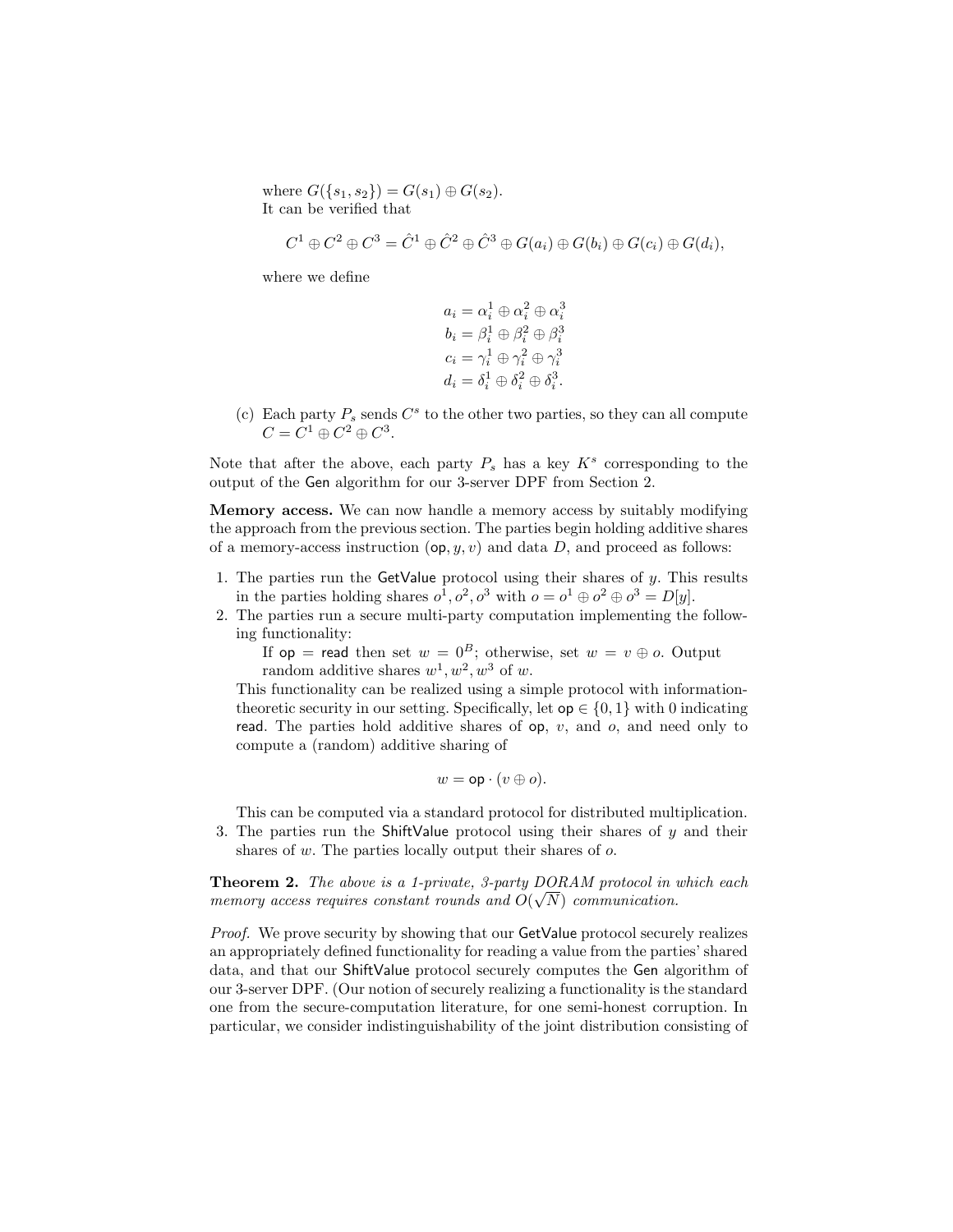where $G(\{s_1, s_2\}) = G(s_1) \oplus G(s_2)$.
It can be verified that

$$C^1 \oplus C^2 \oplus C^3 = \hat{C}^1 \oplus \hat{C}^2 \oplus \hat{C}^3 \oplus G(a_i) \oplus G(b_i) \oplus G(c_i) \oplus G(d_i),$$

where we define

$$\begin{aligned} a_i &= \alpha_i^1 \oplus \alpha_i^2 \oplus \alpha_i^3 \\ b_i &= \beta_i^1 \oplus \beta_i^2 \oplus \beta_i^3 \\ c_i &= \gamma_i^1 \oplus \gamma_i^2 \oplus \gamma_i^3 \\ d_i &= \delta_i^1 \oplus \delta_i^2 \oplus \delta_i^3. \end{aligned}$$

(c) Each party $P_s$ sends $C^s$ to the other two parties, so they can all compute $C = C^1 \oplus C^2 \oplus C^3$.

Note that after the above, each party $P_s$ has a key $K^s$ corresponding to the output of the Gen algorithm for our 3-server DPF from Section 2.

**Memory access.** We can now handle a memory access by suitably modifying the approach from the previous section. The parties begin holding additive shares of a memory-access instruction $(\mathsf{op}, y, v)$ and data $D$, and proceed as follows:

1. The parties run the GetValue protocol using their shares of $y$. This results in the parties holding shares $o^1, o^2, o^3$ with $o = o^1 \oplus o^2 \oplus o^3 = D[y]$.
2. The parties run a secure multi-party computation implementing the following functionality:

   If $\mathsf{op} = \mathsf{read}$ then set $w = 0^B$; otherwise, set $w = v \oplus o$. Output random additive shares $w^1, w^2, w^3$ of $w$.

   This functionality can be realized using a simple protocol with information-theoretic security in our setting. Specifically, let $\mathsf{op} \in \{0, 1\}$ with 0 indicating read. The parties hold additive shares of op, $v$, and $o$, and need only to compute a (random) additive sharing of

   $$w = \mathsf{op} \cdot (v \oplus o).$$

   This can be computed via a standard protocol for distributed multiplication.
3. The parties run the ShiftValue protocol using their shares of $y$ and their shares of $w$. The parties locally output their shares of $o$.

**Theorem 2.** *The above is a 1-private, 3-party DORAM protocol in which each memory access requires constant rounds and $O(\sqrt{N})$ communication.*

*Proof.* We prove security by showing that our GetValue protocol securely realizes an appropriately defined functionality for reading a value from the parties' shared data, and that our ShiftValue protocol securely computes the Gen algorithm of our 3-server DPF. (Our notion of securely realizing a functionality is the standard one from the secure-computation literature, for one semi-honest corruption. In particular, we consider indistinguishability of the joint distribution consisting of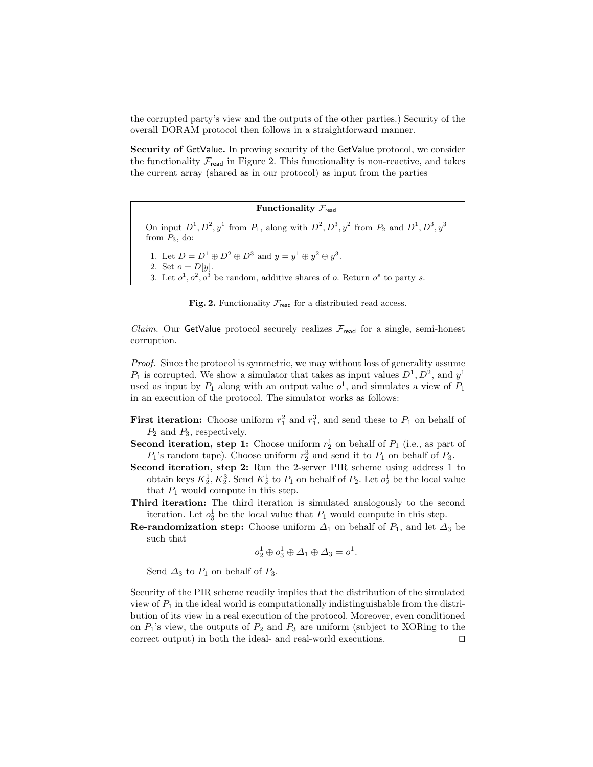the corrupted party's view and the outputs of the other parties.) Security of the overall DORAM protocol then follows in a straightforward manner.

**Security of GetValue.** In proving security of the GetValue protocol, we consider the functionality $\mathcal{F}_{\mathsf{read}}$ in Figure 2. This functionality is non-reactive, and takes the current array (shared as in our protocol) as input from the parties

---

**Functionality $\mathcal{F}_{\mathsf{read}}$**

On input $D^1, D^2, y^1$ from $P_1$, along with $D^2, D^3, y^2$ from $P_2$ and $D^1, D^3, y^3$ from $P_3$, do:

1. Let $D = D^1 \oplus D^2 \oplus D^3$ and $y = y^1 \oplus y^2 \oplus y^3$.
2. Set $o = D[y]$.
3. Let $o^1, o^2, o^3$ be random, additive shares of $o$. Return $o^s$ to party $s$.

---

**Fig. 2.** Functionality $\mathcal{F}_{\mathsf{read}}$ for a distributed read access.

*Claim.* Our GetValue protocol securely realizes $\mathcal{F}_{\mathsf{read}}$ for a single, semi-honest corruption.

*Proof.* Since the protocol is symmetric, we may without loss of generality assume $P_1$ is corrupted. We show a simulator that takes as input values $D^1$, $D^2$, and $y^1$ used as input by $P_1$ along with an output value $o^1$, and simulates a view of $P_1$ in an execution of the protocol. The simulator works as follows:

**First iteration:** Choose uniform $r_1^2$ and $r_1^3$, and send these to $P_1$ on behalf of $P_2$ and $P_3$, respectively.

**Second iteration, step 1:** Choose uniform $r_2^1$ on behalf of $P_1$ (i.e., as part of $P_1$'s random tape). Choose uniform $r_2^3$ and send it to $P_1$ on behalf of $P_3$.

**Second iteration, step 2:** Run the 2-server PIR scheme using address 1 to obtain keys $K_2^1, K_2^3$. Send $K_2^1$ to $P_1$ on behalf of $P_2$. Let $o_2^1$ be the local value that $P_1$ would compute in this step.

**Third iteration:** The third iteration is simulated analogously to the second iteration. Let $o_3^1$ be the local value that $P_1$ would compute in this step.

**Re-randomization step:** Choose uniform $\Delta_1$ on behalf of $P_1$, and let $\Delta_3$ be such that

$$o_2^1 \oplus o_3^1 \oplus \Delta_1 \oplus \Delta_3 = o^1.$$

Send $\Delta_3$ to $P_1$ on behalf of $P_3$.

Security of the PIR scheme readily implies that the distribution of the simulated view of $P_1$ in the ideal world is computationally indistinguishable from the distribution of its view in a real execution of the protocol. Moreover, even conditioned on $P_1$'s view, the outputs of $P_2$ and $P_3$ are uniform (subject to XORing to the correct output) in both the ideal- and real-world executions. □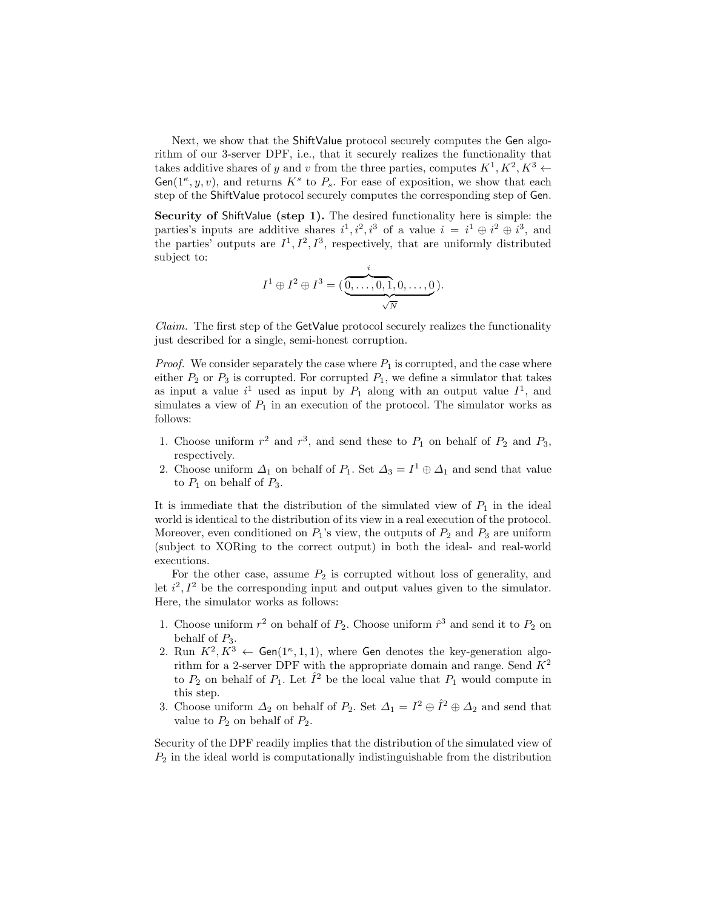Next, we show that the ShiftValue protocol securely computes the Gen algorithm of our 3-server DPF, i.e., that it securely realizes the functionality that takes additive shares of $y$ and $v$ from the three parties, computes $K^1, K^2, K^3 \leftarrow \mathsf{Gen}(1^\kappa, y, v)$, and returns $K^s$ to $P_s$. For ease of exposition, we show that each step of the ShiftValue protocol securely computes the corresponding step of Gen.

**Security of ShiftValue (step 1).** The desired functionality here is simple: the parties's inputs are additive shares $i^1, i^2, i^3$ of a value $i = i^1 \oplus i^2 \oplus i^3$, and the parties' outputs are $I^1, I^2, I^3$, respectively, that are uniformly distributed subject to:

$$I^1 \oplus I^2 \oplus I^3 = (\underbrace{\overbrace{0, \ldots, 0, 1}^{i}, 0, \ldots, 0}_{\sqrt{N}}).$$

*Claim.* The first step of the GetValue protocol securely realizes the functionality just described for a single, semi-honest corruption.

*Proof.* We consider separately the case where $P_1$ is corrupted, and the case where either $P_2$ or $P_3$ is corrupted. For corrupted $P_1$, we define a simulator that takes as input a value $i^1$ used as input by $P_1$ along with an output value $I^1$, and simulates a view of $P_1$ in an execution of the protocol. The simulator works as follows:

1. Choose uniform $r^2$ and $r^3$, and send these to $P_1$ on behalf of $P_2$ and $P_3$, respectively.
2. Choose uniform $\Delta_1$ on behalf of $P_1$. Set $\Delta_3 = I^1 \oplus \Delta_1$ and send that value to $P_1$ on behalf of $P_3$.

It is immediate that the distribution of the simulated view of $P_1$ in the ideal world is identical to the distribution of its view in a real execution of the protocol. Moreover, even conditioned on $P_1$'s view, the outputs of $P_2$ and $P_3$ are uniform (subject to XORing to the correct output) in both the ideal- and real-world executions.

For the other case, assume $P_2$ is corrupted without loss of generality, and let $i^2, I^2$ be the corresponding input and output values given to the simulator. Here, the simulator works as follows:

1. Choose uniform $r^2$ on behalf of $P_2$. Choose uniform $\hat{r}^3$ and send it to $P_2$ on behalf of $P_3$.
2. Run $K^2, K^3 \leftarrow \mathsf{Gen}(1^\kappa, 1, 1)$, where Gen denotes the key-generation algorithm for a 2-server DPF with the appropriate domain and range. Send $K^2$ to $P_2$ on behalf of $P_1$. Let $\hat{I}^2$ be the local value that $P_1$ would compute in this step.
3. Choose uniform $\Delta_2$ on behalf of $P_2$. Set $\Delta_1 = I^2 \oplus \hat{I}^2 \oplus \Delta_2$ and send that value to $P_2$ on behalf of $P_2$.

Security of the DPF readily implies that the distribution of the simulated view of $P_2$ in the ideal world is computationally indistinguishable from the distribution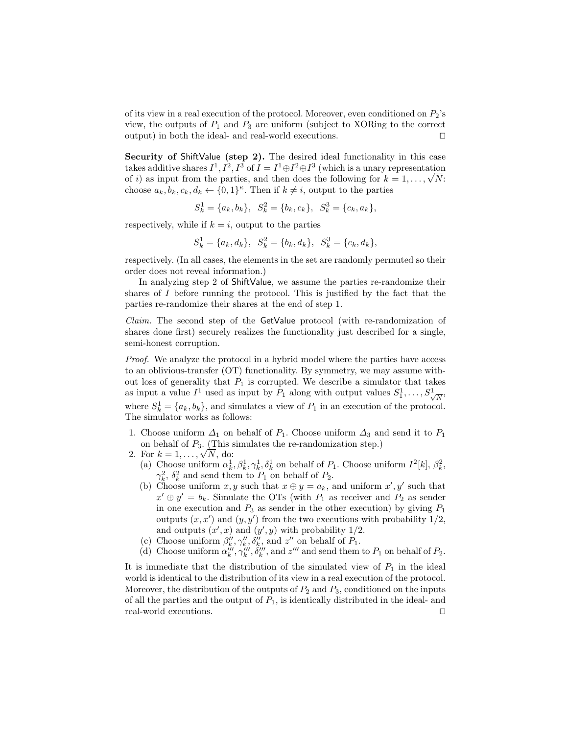of its view in a real execution of the protocol. Moreover, even conditioned on $P_2$'s view, the outputs of $P_1$ and $P_3$ are uniform (subject to XORing to the correct output) in both the ideal- and real-world executions. $\square$

**Security of ShiftValue (step 2).** The desired ideal functionality in this case takes additive shares $I^1, I^2, I^3$ of $I = I^1 \oplus I^2 \oplus I^3$ (which is a unary representation of $i$) as input from the parties, and then does the following for $k = 1, \ldots, \sqrt{N}$: choose $a_k, b_k, c_k, d_k \leftarrow \{0,1\}^\kappa$. Then if $k \neq i$, output to the parties

$$S_k^1 = \{a_k, b_k\}, \;\; S_k^2 = \{b_k, c_k\}, \;\; S_k^3 = \{c_k, a_k\},$$

respectively, while if $k = i$, output to the parties

$$S_k^1 = \{a_k, d_k\}, \;\; S_k^2 = \{b_k, d_k\}, \;\; S_k^3 = \{c_k, d_k\},$$

respectively. (In all cases, the elements in the set are randomly permuted so their order does not reveal information.)

In analyzing step 2 of ShiftValue, we assume the parties re-randomize their shares of $I$ before running the protocol. This is justified by the fact that the parties re-randomize their shares at the end of step 1.

*Claim.* The second step of the GetValue protocol (with re-randomization of shares done first) securely realizes the functionality just described for a single, semi-honest corruption.

*Proof.* We analyze the protocol in a hybrid model where the parties have access to an oblivious-transfer (OT) functionality. By symmetry, we may assume without loss of generality that $P_1$ is corrupted. We describe a simulator that takes as input a value $I^1$ used as input by $P_1$ along with output values $S_1^1, \ldots, S_{\sqrt{N}}^1$, where $S_k^1 = \{a_k, b_k\}$, and simulates a view of $P_1$ in an execution of the protocol. The simulator works as follows:

1. Choose uniform $\Delta_1$ on behalf of $P_1$. Choose uniform $\Delta_3$ and send it to $P_1$ on behalf of $P_3$. (This simulates the re-randomization step.)
2. For $k = 1, \ldots, \sqrt{N}$, do:
   (a) Choose uniform $\alpha_k^1, \beta_k^1, \gamma_k^1, \delta_k^1$ on behalf of $P_1$. Choose uniform $I^2[k]$, $\beta_k^2$, $\gamma_k^2$, $\delta_k^2$ and send them to $P_1$ on behalf of $P_2$.
   (b) Choose uniform $x, y$ such that $x \oplus y = a_k$, and uniform $x', y'$ such that $x' \oplus y' = b_k$. Simulate the OTs (with $P_1$ as receiver and $P_2$ as sender in one execution and $P_3$ as sender in the other execution) by giving $P_1$ outputs $(x, x')$ and $(y, y')$ from the two executions with probability 1/2, and outputs $(x', x)$ and $(y', y)$ with probability 1/2.
   (c) Choose uniform $\beta_k'', \gamma_k'', \delta_k''$, and $z''$ on behalf of $P_1$.
   (d) Choose uniform $\alpha_k''', \gamma_k''', \delta_k'''$, and $z'''$ and send them to $P_1$ on behalf of $P_2$.

It is immediate that the distribution of the simulated view of $P_1$ in the ideal world is identical to the distribution of its view in a real execution of the protocol. Moreover, the distribution of the outputs of $P_2$ and $P_3$, conditioned on the inputs of all the parties and the output of $P_1$, is identically distributed in the ideal- and real-world executions. $\square$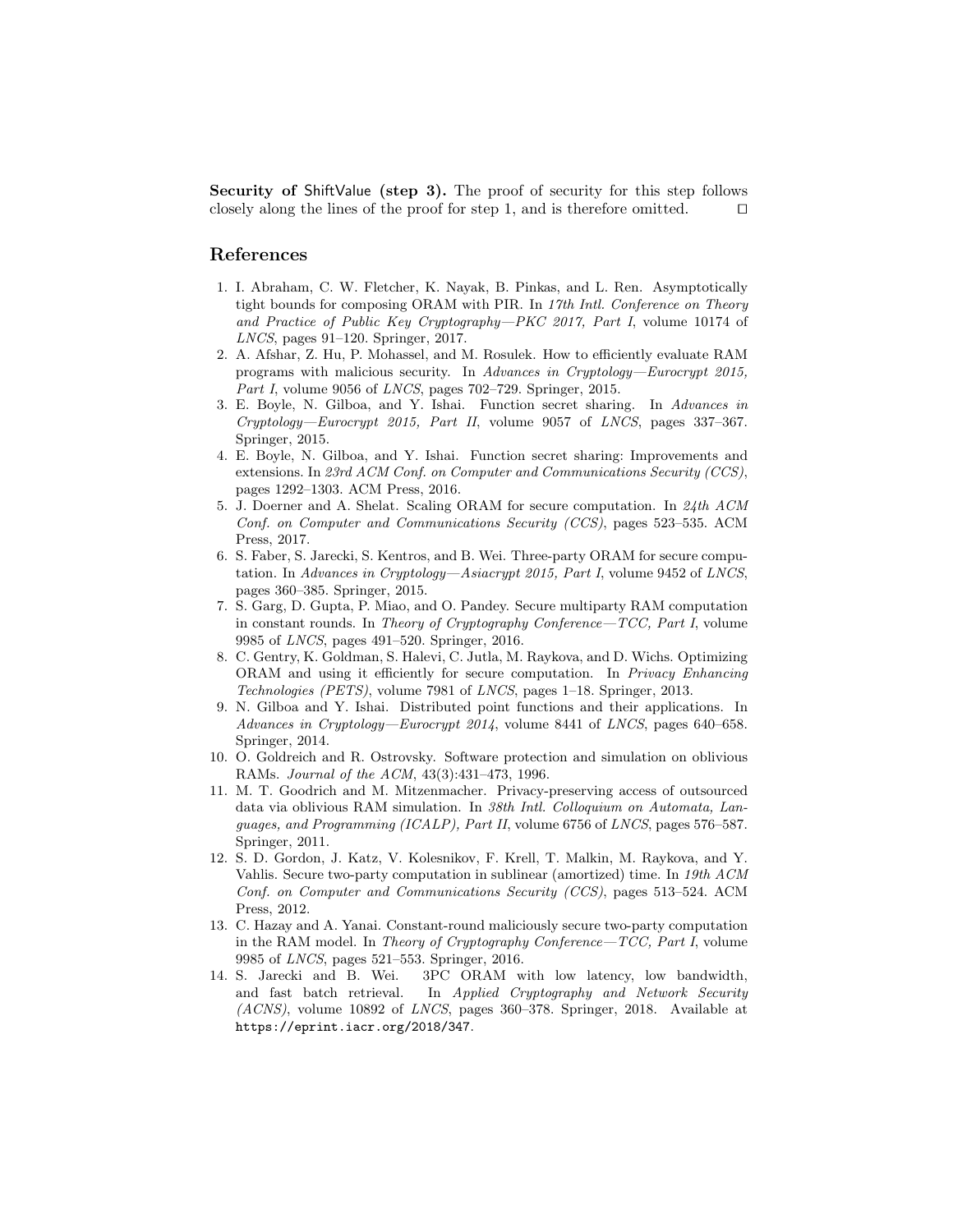**Security of ShiftValue (step 3).** The proof of security for this step follows closely along the lines of the proof for step 1, and is therefore omitted. ◻

## References

1. I. Abraham, C. W. Fletcher, K. Nayak, B. Pinkas, and L. Ren. Asymptotically tight bounds for composing ORAM with PIR. In *17th Intl. Conference on Theory and Practice of Public Key Cryptography—PKC 2017, Part I*, volume 10174 of *LNCS*, pages 91–120. Springer, 2017.
2. A. Afshar, Z. Hu, P. Mohassel, and M. Rosulek. How to efficiently evaluate RAM programs with malicious security. In *Advances in Cryptology—Eurocrypt 2015, Part I*, volume 9056 of *LNCS*, pages 702–729. Springer, 2015.
3. E. Boyle, N. Gilboa, and Y. Ishai. Function secret sharing. In *Advances in Cryptology—Eurocrypt 2015, Part II*, volume 9057 of *LNCS*, pages 337–367. Springer, 2015.
4. E. Boyle, N. Gilboa, and Y. Ishai. Function secret sharing: Improvements and extensions. In *23rd ACM Conf. on Computer and Communications Security (CCS)*, pages 1292–1303. ACM Press, 2016.
5. J. Doerner and A. Shelat. Scaling ORAM for secure computation. In *24th ACM Conf. on Computer and Communications Security (CCS)*, pages 523–535. ACM Press, 2017.
6. S. Faber, S. Jarecki, S. Kentros, and B. Wei. Three-party ORAM for secure computation. In *Advances in Cryptology—Asiacrypt 2015, Part I*, volume 9452 of *LNCS*, pages 360–385. Springer, 2015.
7. S. Garg, D. Gupta, P. Miao, and O. Pandey. Secure multiparty RAM computation in constant rounds. In *Theory of Cryptography Conference—TCC, Part I*, volume 9985 of *LNCS*, pages 491–520. Springer, 2016.
8. C. Gentry, K. Goldman, S. Halevi, C. Jutla, M. Raykova, and D. Wichs. Optimizing ORAM and using it efficiently for secure computation. In *Privacy Enhancing Technologies (PETS)*, volume 7981 of *LNCS*, pages 1–18. Springer, 2013.
9. N. Gilboa and Y. Ishai. Distributed point functions and their applications. In *Advances in Cryptology—Eurocrypt 2014*, volume 8441 of *LNCS*, pages 640–658. Springer, 2014.
10. O. Goldreich and R. Ostrovsky. Software protection and simulation on oblivious RAMs. *Journal of the ACM*, 43(3):431–473, 1996.
11. M. T. Goodrich and M. Mitzenmacher. Privacy-preserving access of outsourced data via oblivious RAM simulation. In *38th Intl. Colloquium on Automata, Languages, and Programming (ICALP), Part II*, volume 6756 of *LNCS*, pages 576–587. Springer, 2011.
12. S. D. Gordon, J. Katz, V. Kolesnikov, F. Krell, T. Malkin, M. Raykova, and Y. Vahlis. Secure two-party computation in sublinear (amortized) time. In *19th ACM Conf. on Computer and Communications Security (CCS)*, pages 513–524. ACM Press, 2012.
13. C. Hazay and A. Yanai. Constant-round maliciously secure two-party computation in the RAM model. In *Theory of Cryptography Conference—TCC, Part I*, volume 9985 of *LNCS*, pages 521–553. Springer, 2016.
14. S. Jarecki and B. Wei. 3PC ORAM with low latency, low bandwidth, and fast batch retrieval. In *Applied Cryptography and Network Security (ACNS)*, volume 10892 of *LNCS*, pages 360–378. Springer, 2018. Available at https://eprint.iacr.org/2018/347.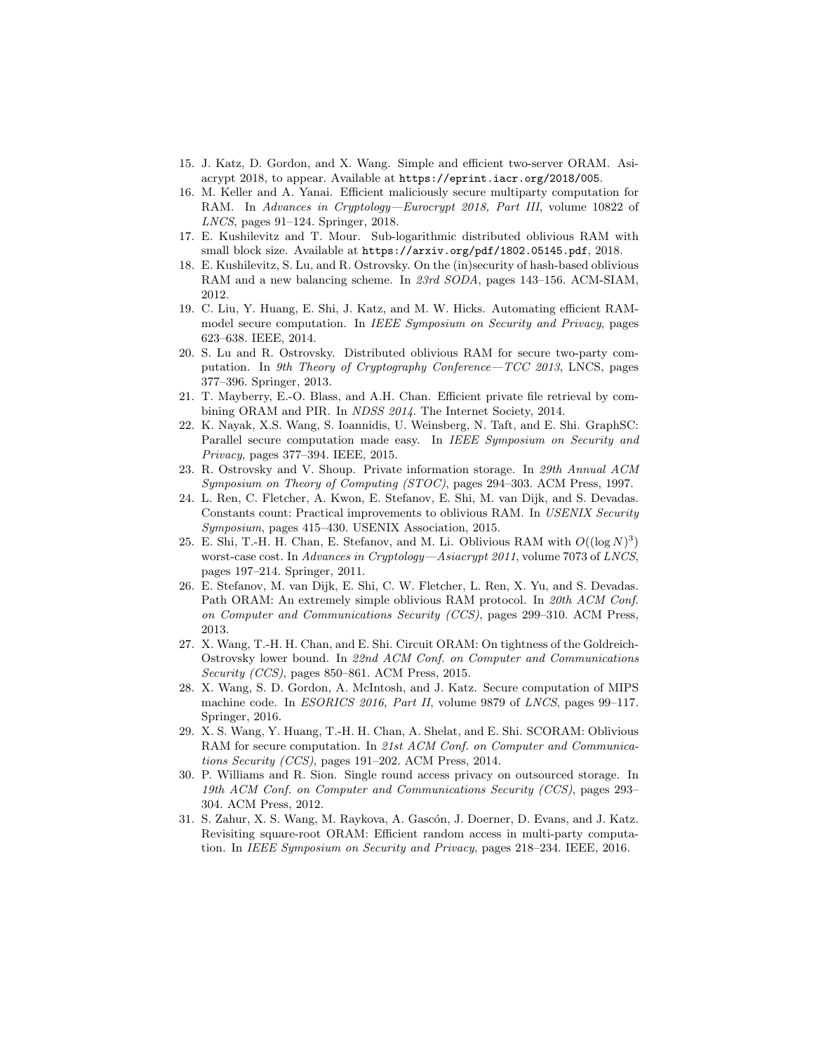15. J. Katz, D. Gordon, and X. Wang. Simple and efficient two-server ORAM. Asiacrypt 2018, to appear. Available at https://eprint.iacr.org/2018/005.
16. M. Keller and A. Yanai. Efficient maliciously secure multiparty computation for RAM. In *Advances in Cryptology—Eurocrypt 2018, Part III*, volume 10822 of *LNCS*, pages 91–124. Springer, 2018.
17. E. Kushilevitz and T. Mour. Sub-logarithmic distributed oblivious RAM with small block size. Available at https://arxiv.org/pdf/1802.05145.pdf, 2018.
18. E. Kushilevitz, S. Lu, and R. Ostrovsky. On the (in)security of hash-based oblivious RAM and a new balancing scheme. In *23rd SODA*, pages 143–156. ACM-SIAM, 2012.
19. C. Liu, Y. Huang, E. Shi, J. Katz, and M. W. Hicks. Automating efficient RAM-model secure computation. In *IEEE Symposium on Security and Privacy*, pages 623–638. IEEE, 2014.
20. S. Lu and R. Ostrovsky. Distributed oblivious RAM for secure two-party computation. In *9th Theory of Cryptography Conference—TCC 2013*, LNCS, pages 377–396. Springer, 2013.
21. T. Mayberry, E.-O. Blass, and A.H. Chan. Efficient private file retrieval by combining ORAM and PIR. In *NDSS 2014*. The Internet Society, 2014.
22. K. Nayak, X.S. Wang, S. Ioannidis, U. Weinsberg, N. Taft, and E. Shi. GraphSC: Parallel secure computation made easy. In *IEEE Symposium on Security and Privacy*, pages 377–394. IEEE, 2015.
23. R. Ostrovsky and V. Shoup. Private information storage. In *29th Annual ACM Symposium on Theory of Computing (STOC)*, pages 294–303. ACM Press, 1997.
24. L. Ren, C. Fletcher, A. Kwon, E. Stefanov, E. Shi, M. van Dijk, and S. Devadas. Constants count: Practical improvements to oblivious RAM. In *USENIX Security Symposium*, pages 415–430. USENIX Association, 2015.
25. E. Shi, T.-H. H. Chan, E. Stefanov, and M. Li. Oblivious RAM with $O((\log N)^3)$ worst-case cost. In *Advances in Cryptology—Asiacrypt 2011*, volume 7073 of *LNCS*, pages 197–214. Springer, 2011.
26. E. Stefanov, M. van Dijk, E. Shi, C. W. Fletcher, L. Ren, X. Yu, and S. Devadas. Path ORAM: An extremely simple oblivious RAM protocol. In *20th ACM Conf. on Computer and Communications Security (CCS)*, pages 299–310. ACM Press, 2013.
27. X. Wang, T.-H. H. Chan, and E. Shi. Circuit ORAM: On tightness of the Goldreich-Ostrovsky lower bound. In *22nd ACM Conf. on Computer and Communications Security (CCS)*, pages 850–861. ACM Press, 2015.
28. X. Wang, S. D. Gordon, A. McIntosh, and J. Katz. Secure computation of MIPS machine code. In *ESORICS 2016, Part II*, volume 9879 of *LNCS*, pages 99–117. Springer, 2016.
29. X. S. Wang, Y. Huang, T.-H. H. Chan, A. Shelat, and E. Shi. SCORAM: Oblivious RAM for secure computation. In *21st ACM Conf. on Computer and Communications Security (CCS)*, pages 191–202. ACM Press, 2014.
30. P. Williams and R. Sion. Single round access privacy on outsourced storage. In *19th ACM Conf. on Computer and Communications Security (CCS)*, pages 293–304. ACM Press, 2012.
31. S. Zahur, X. S. Wang, M. Raykova, A. Gascón, J. Doerner, D. Evans, and J. Katz. Revisiting square-root ORAM: Efficient random access in multi-party computation. In *IEEE Symposium on Security and Privacy*, pages 218–234. IEEE, 2016.